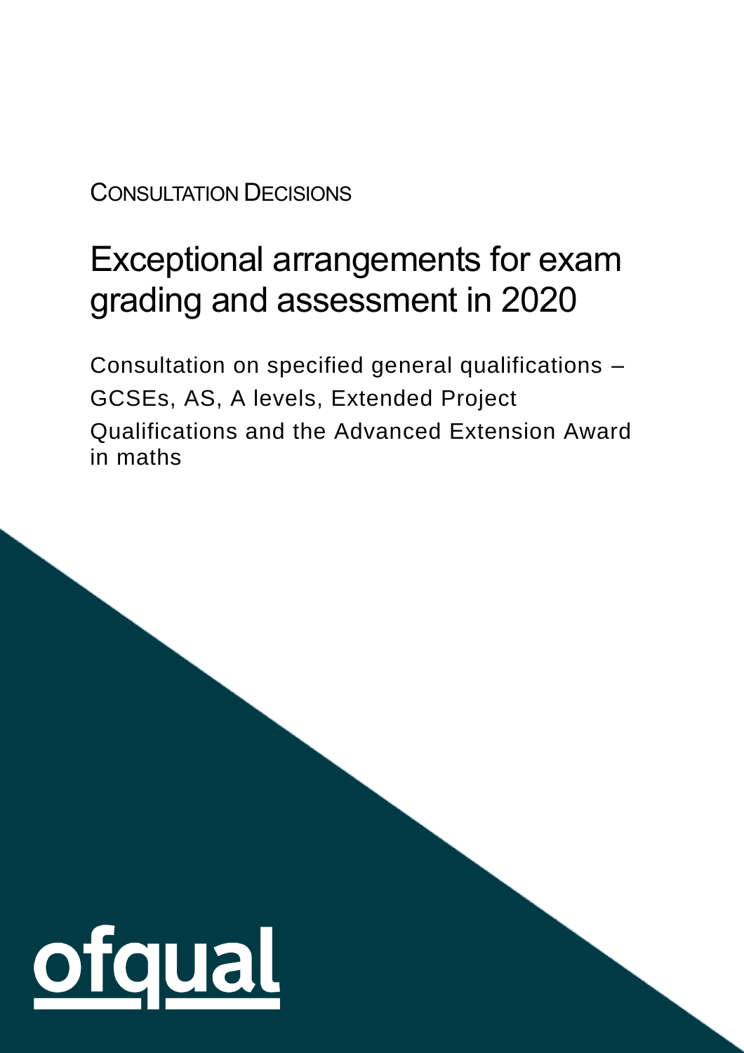CONSULTATION DECISIONS

# Exceptional arrangements for exam grading and assessment in 2020

Consultation on specified general qualifications – GCSEs, AS, A levels, Extended Project Qualifications and the Advanced Extension Award in maths

ofqual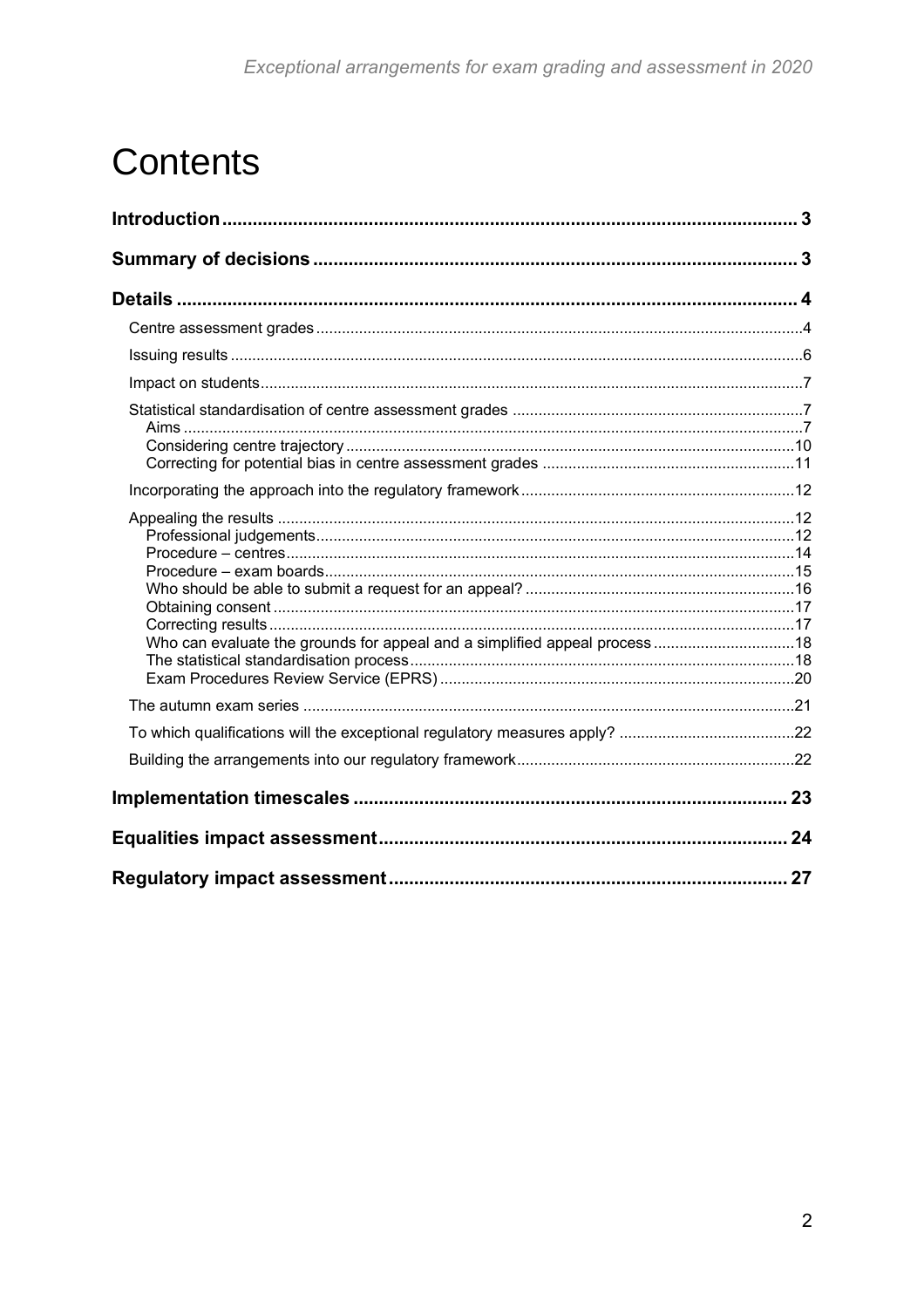# Contents

**Introduction** 3

**Summary of decisions** 3

**Details** 4

- Centre assessment grades 4
- Issuing results 6
- Impact on students 7
- Statistical standardisation of centre assessment grades 7
  - Aims 7
  - Considering centre trajectory 10
  - Correcting for potential bias in centre assessment grades 11
- Incorporating the approach into the regulatory framework 12
- Appealing the results 12
  - Professional judgements 12
  - Procedure – centres 14
  - Procedure – exam boards 15
  - Who should be able to submit a request for an appeal? 16
  - Obtaining consent 17
  - Correcting results 17
  - Who can evaluate the grounds for appeal and a simplified appeal process 18
  - The statistical standardisation process 18
  - Exam Procedures Review Service (EPRS) 20
- The autumn exam series 21
- To which qualifications will the exceptional regulatory measures apply? 22
- Building the arrangements into our regulatory framework 22

**Implementation timescales** 23

**Equalities impact assessment** 24

**Regulatory impact assessment** 27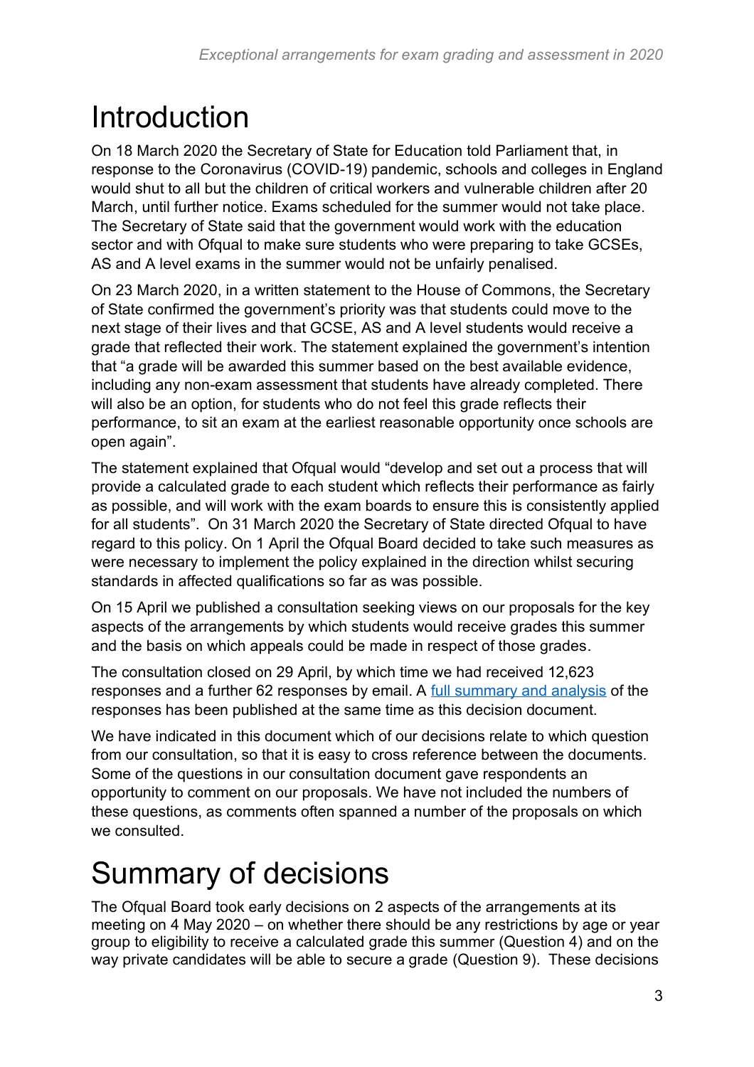# Introduction

On 18 March 2020 the Secretary of State for Education told Parliament that, in response to the Coronavirus (COVID-19) pandemic, schools and colleges in England would shut to all but the children of critical workers and vulnerable children after 20 March, until further notice. Exams scheduled for the summer would not take place. The Secretary of State said that the government would work with the education sector and with Ofqual to make sure students who were preparing to take GCSEs, AS and A level exams in the summer would not be unfairly penalised.

On 23 March 2020, in a written statement to the House of Commons, the Secretary of State confirmed the government's priority was that students could move to the next stage of their lives and that GCSE, AS and A level students would receive a grade that reflected their work. The statement explained the government's intention that "a grade will be awarded this summer based on the best available evidence, including any non-exam assessment that students have already completed. There will also be an option, for students who do not feel this grade reflects their performance, to sit an exam at the earliest reasonable opportunity once schools are open again".

The statement explained that Ofqual would "develop and set out a process that will provide a calculated grade to each student which reflects their performance as fairly as possible, and will work with the exam boards to ensure this is consistently applied for all students". On 31 March 2020 the Secretary of State directed Ofqual to have regard to this policy. On 1 April the Ofqual Board decided to take such measures as were necessary to implement the policy explained in the direction whilst securing standards in affected qualifications so far as was possible.

On 15 April we published a consultation seeking views on our proposals for the key aspects of the arrangements by which students would receive grades this summer and the basis on which appeals could be made in respect of those grades.

The consultation closed on 29 April, by which time we had received 12,623 responses and a further 62 responses by email. A [full summary and analysis](#) of the responses has been published at the same time as this decision document.

We have indicated in this document which of our decisions relate to which question from our consultation, so that it is easy to cross reference between the documents. Some of the questions in our consultation document gave respondents an opportunity to comment on our proposals. We have not included the numbers of these questions, as comments often spanned a number of the proposals on which we consulted.

# Summary of decisions

The Ofqual Board took early decisions on 2 aspects of the arrangements at its meeting on 4 May 2020 – on whether there should be any restrictions by age or year group to eligibility to receive a calculated grade this summer (Question 4) and on the way private candidates will be able to secure a grade (Question 9). These decisions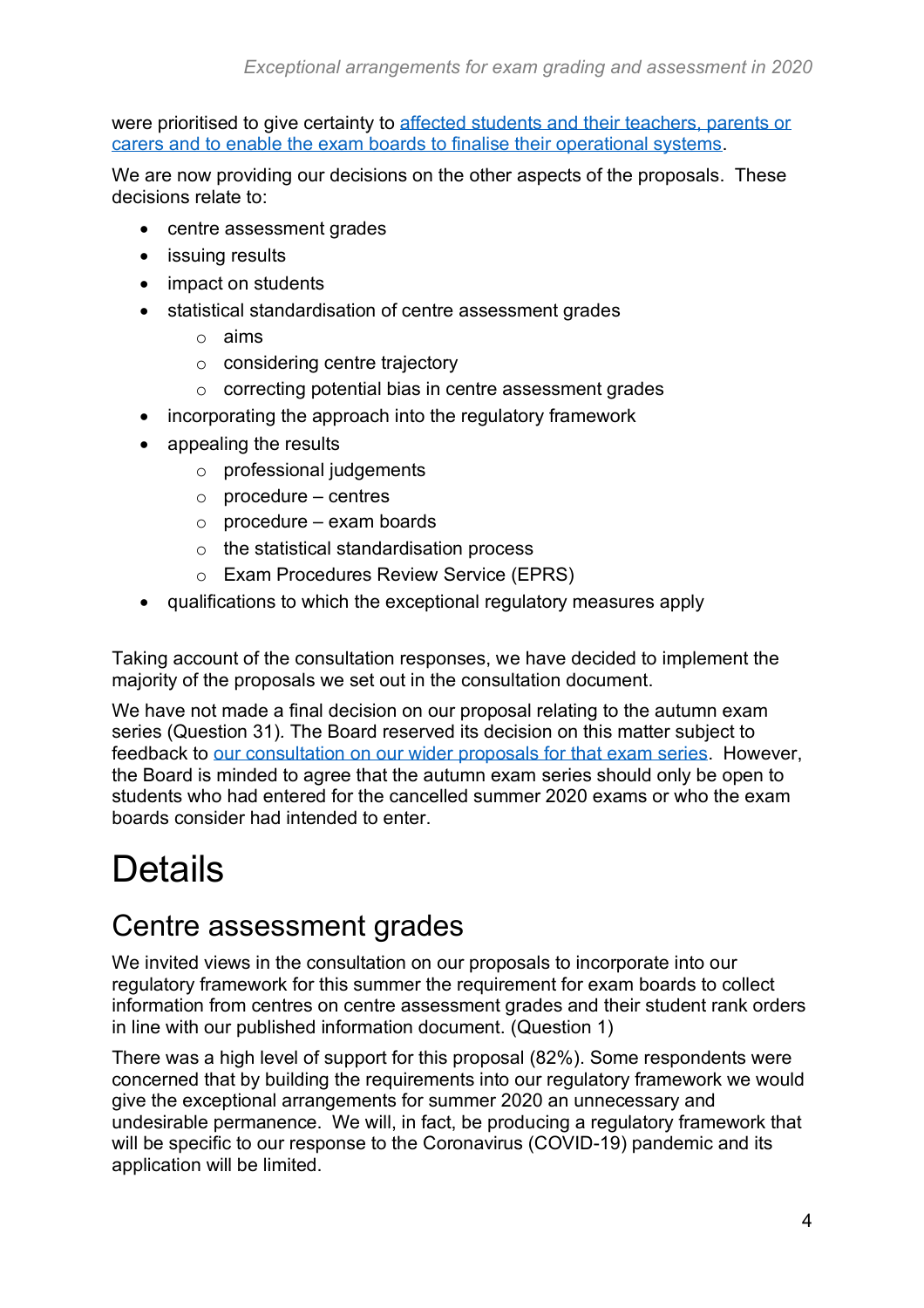were prioritised to give certainty to [affected students and their teachers, parents or carers and to enable the exam boards to finalise their operational systems](#).

We are now providing our decisions on the other aspects of the proposals. These decisions relate to:

- centre assessment grades
- issuing results
- impact on students
- statistical standardisation of centre assessment grades
    - aims
    - considering centre trajectory
    - correcting potential bias in centre assessment grades
- incorporating the approach into the regulatory framework
- appealing the results
    - professional judgements
    - procedure – centres
    - procedure – exam boards
    - the statistical standardisation process
    - Exam Procedures Review Service (EPRS)
- qualifications to which the exceptional regulatory measures apply

Taking account of the consultation responses, we have decided to implement the majority of the proposals we set out in the consultation document.

We have not made a final decision on our proposal relating to the autumn exam series (Question 31). The Board reserved its decision on this matter subject to feedback to [our consultation on our wider proposals for that exam series](#). However, the Board is minded to agree that the autumn exam series should only be open to students who had entered for the cancelled summer 2020 exams or who the exam boards consider had intended to enter.

# Details

## Centre assessment grades

We invited views in the consultation on our proposals to incorporate into our regulatory framework for this summer the requirement for exam boards to collect information from centres on centre assessment grades and their student rank orders in line with our published information document. (Question 1)

There was a high level of support for this proposal (82%). Some respondents were concerned that by building the requirements into our regulatory framework we would give the exceptional arrangements for summer 2020 an unnecessary and undesirable permanence. We will, in fact, be producing a regulatory framework that will be specific to our response to the Coronavirus (COVID-19) pandemic and its application will be limited.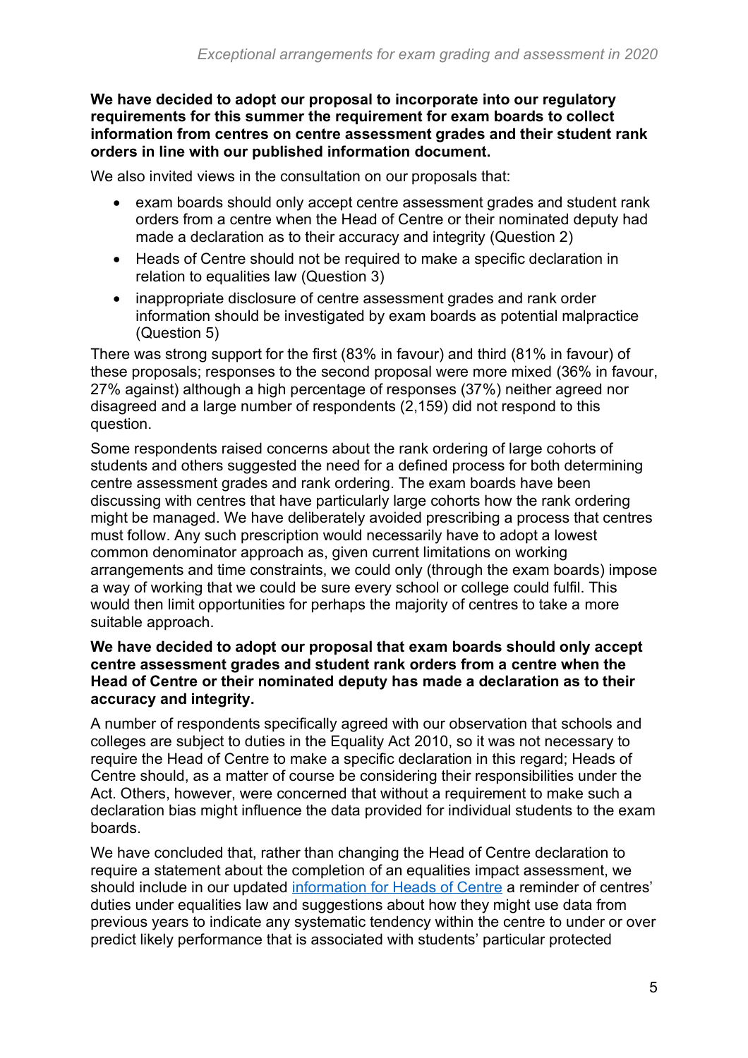**We have decided to adopt our proposal to incorporate into our regulatory requirements for this summer the requirement for exam boards to collect information from centres on centre assessment grades and their student rank orders in line with our published information document.**

We also invited views in the consultation on our proposals that:

- exam boards should only accept centre assessment grades and student rank orders from a centre when the Head of Centre or their nominated deputy had made a declaration as to their accuracy and integrity (Question 2)
- Heads of Centre should not be required to make a specific declaration in relation to equalities law (Question 3)
- inappropriate disclosure of centre assessment grades and rank order information should be investigated by exam boards as potential malpractice (Question 5)

There was strong support for the first (83% in favour) and third (81% in favour) of these proposals; responses to the second proposal were more mixed (36% in favour, 27% against) although a high percentage of responses (37%) neither agreed nor disagreed and a large number of respondents (2,159) did not respond to this question.

Some respondents raised concerns about the rank ordering of large cohorts of students and others suggested the need for a defined process for both determining centre assessment grades and rank ordering. The exam boards have been discussing with centres that have particularly large cohorts how the rank ordering might be managed. We have deliberately avoided prescribing a process that centres must follow. Any such prescription would necessarily have to adopt a lowest common denominator approach as, given current limitations on working arrangements and time constraints, we could only (through the exam boards) impose a way of working that we could be sure every school or college could fulfil. This would then limit opportunities for perhaps the majority of centres to take a more suitable approach.

**We have decided to adopt our proposal that exam boards should only accept centre assessment grades and student rank orders from a centre when the Head of Centre or their nominated deputy has made a declaration as to their accuracy and integrity.**

A number of respondents specifically agreed with our observation that schools and colleges are subject to duties in the Equality Act 2010, so it was not necessary to require the Head of Centre to make a specific declaration in this regard; Heads of Centre should, as a matter of course be considering their responsibilities under the Act. Others, however, were concerned that without a requirement to make such a declaration bias might influence the data provided for individual students to the exam boards.

We have concluded that, rather than changing the Head of Centre declaration to require a statement about the completion of an equalities impact assessment, we should include in our updated information for Heads of Centre a reminder of centres' duties under equalities law and suggestions about how they might use data from previous years to indicate any systematic tendency within the centre to under or over predict likely performance that is associated with students' particular protected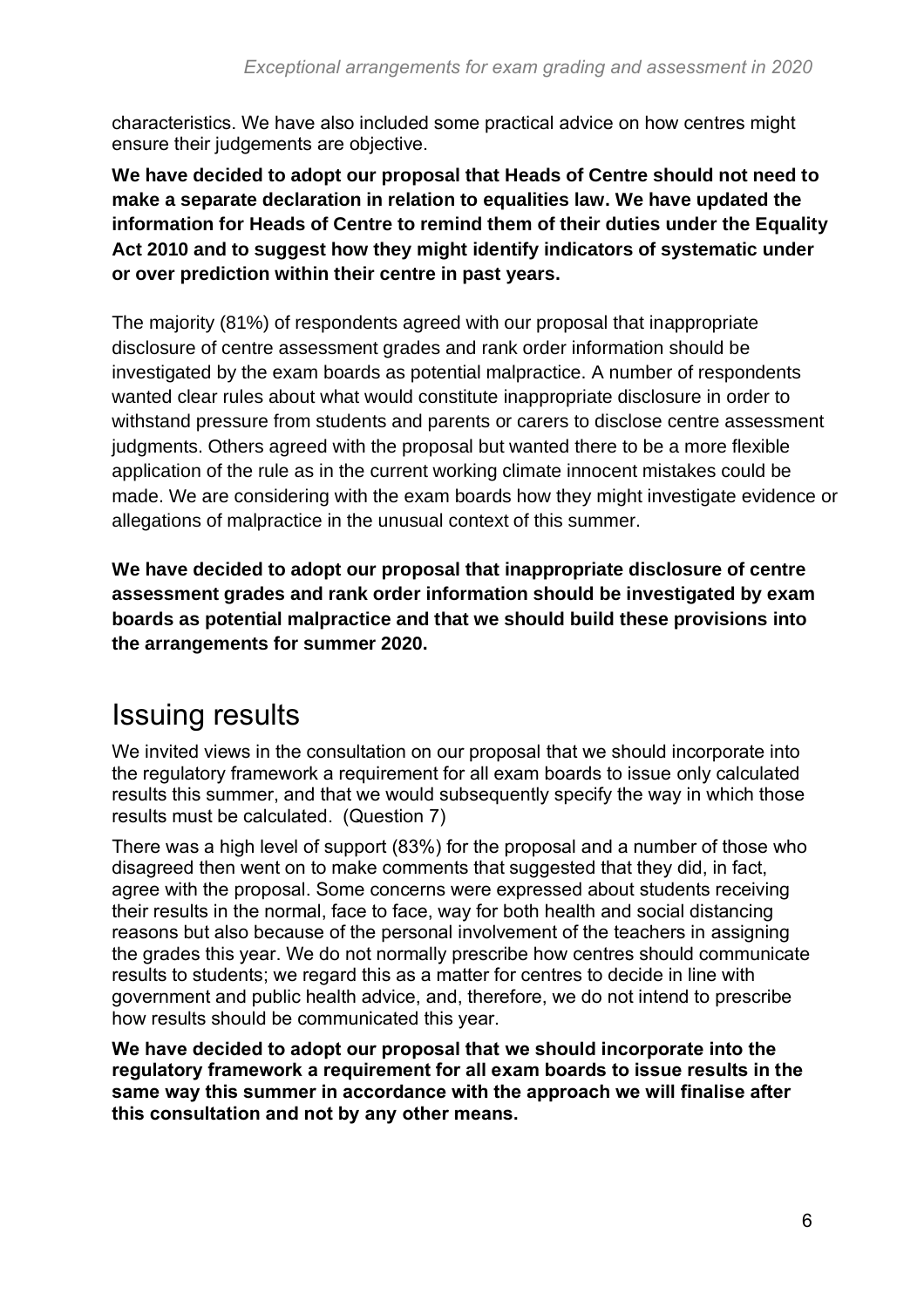characteristics. We have also included some practical advice on how centres might ensure their judgements are objective.

**We have decided to adopt our proposal that Heads of Centre should not need to make a separate declaration in relation to equalities law. We have updated the information for Heads of Centre to remind them of their duties under the Equality Act 2010 and to suggest how they might identify indicators of systematic under or over prediction within their centre in past years.**

The majority (81%) of respondents agreed with our proposal that inappropriate disclosure of centre assessment grades and rank order information should be investigated by the exam boards as potential malpractice. A number of respondents wanted clear rules about what would constitute inappropriate disclosure in order to withstand pressure from students and parents or carers to disclose centre assessment judgments. Others agreed with the proposal but wanted there to be a more flexible application of the rule as in the current working climate innocent mistakes could be made. We are considering with the exam boards how they might investigate evidence or allegations of malpractice in the unusual context of this summer.

**We have decided to adopt our proposal that inappropriate disclosure of centre assessment grades and rank order information should be investigated by exam boards as potential malpractice and that we should build these provisions into the arrangements for summer 2020.**

## Issuing results

We invited views in the consultation on our proposal that we should incorporate into the regulatory framework a requirement for all exam boards to issue only calculated results this summer, and that we would subsequently specify the way in which those results must be calculated. (Question 7)

There was a high level of support (83%) for the proposal and a number of those who disagreed then went on to make comments that suggested that they did, in fact, agree with the proposal. Some concerns were expressed about students receiving their results in the normal, face to face, way for both health and social distancing reasons but also because of the personal involvement of the teachers in assigning the grades this year. We do not normally prescribe how centres should communicate results to students; we regard this as a matter for centres to decide in line with government and public health advice, and, therefore, we do not intend to prescribe how results should be communicated this year.

**We have decided to adopt our proposal that we should incorporate into the regulatory framework a requirement for all exam boards to issue results in the same way this summer in accordance with the approach we will finalise after this consultation and not by any other means.**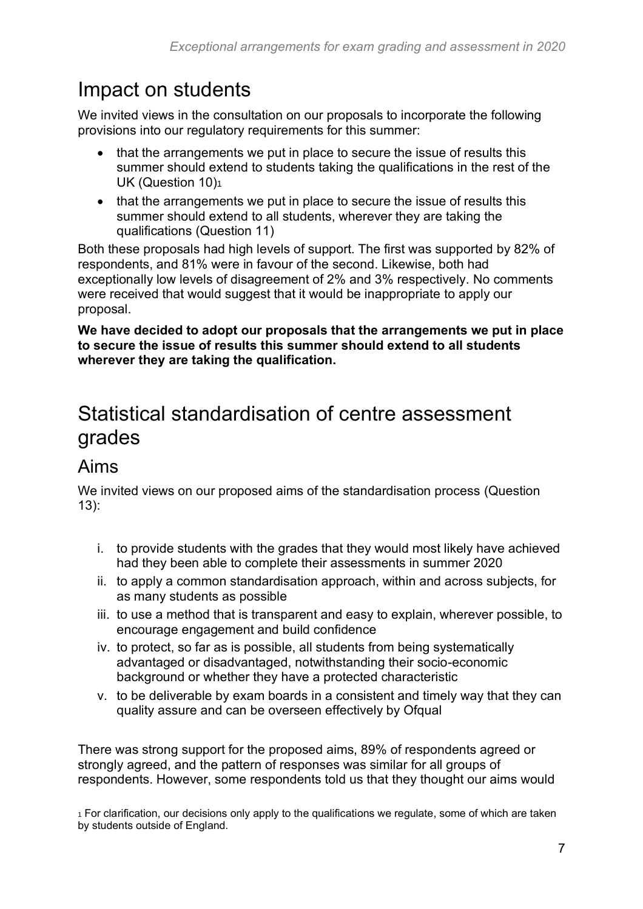## Impact on students

We invited views in the consultation on our proposals to incorporate the following provisions into our regulatory requirements for this summer:

- that the arrangements we put in place to secure the issue of results this summer should extend to students taking the qualifications in the rest of the UK (Question 10)[1]
- that the arrangements we put in place to secure the issue of results this summer should extend to all students, wherever they are taking the qualifications (Question 11)

Both these proposals had high levels of support. The first was supported by 82% of respondents, and 81% were in favour of the second. Likewise, both had exceptionally low levels of disagreement of 2% and 3% respectively. No comments were received that would suggest that it would be inappropriate to apply our proposal.

**We have decided to adopt our proposals that the arrangements we put in place to secure the issue of results this summer should extend to all students wherever they are taking the qualification.**

## Statistical standardisation of centre assessment grades

### Aims

We invited views on our proposed aims of the standardisation process (Question 13):

i. to provide students with the grades that they would most likely have achieved had they been able to complete their assessments in summer 2020
ii. to apply a common standardisation approach, within and across subjects, for as many students as possible
iii. to use a method that is transparent and easy to explain, wherever possible, to encourage engagement and build confidence
iv. to protect, so far as is possible, all students from being systematically advantaged or disadvantaged, notwithstanding their socio-economic background or whether they have a protected characteristic
v. to be deliverable by exam boards in a consistent and timely way that they can quality assure and can be overseen effectively by Ofqual

There was strong support for the proposed aims, 89% of respondents agreed or strongly agreed, and the pattern of responses was similar for all groups of respondents. However, some respondents told us that they thought our aims would

[1] For clarification, our decisions only apply to the qualifications we regulate, some of which are taken by students outside of England.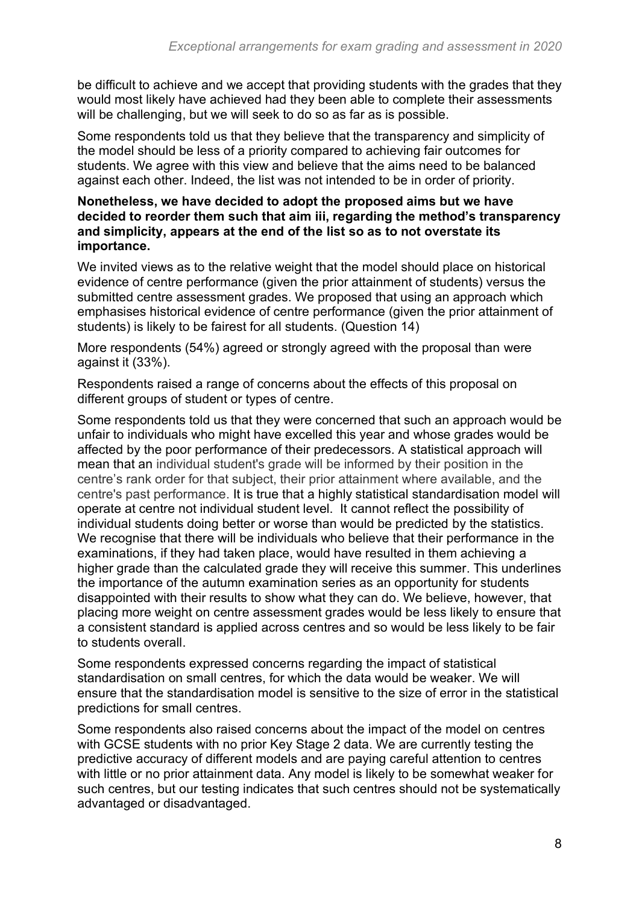be difficult to achieve and we accept that providing students with the grades that they would most likely have achieved had they been able to complete their assessments will be challenging, but we will seek to do so as far as is possible.

Some respondents told us that they believe that the transparency and simplicity of the model should be less of a priority compared to achieving fair outcomes for students. We agree with this view and believe that the aims need to be balanced against each other. Indeed, the list was not intended to be in order of priority.

**Nonetheless, we have decided to adopt the proposed aims but we have decided to reorder them such that aim iii, regarding the method's transparency and simplicity, appears at the end of the list so as to not overstate its importance.**

We invited views as to the relative weight that the model should place on historical evidence of centre performance (given the prior attainment of students) versus the submitted centre assessment grades. We proposed that using an approach which emphasises historical evidence of centre performance (given the prior attainment of students) is likely to be fairest for all students. (Question 14)

More respondents (54%) agreed or strongly agreed with the proposal than were against it (33%).

Respondents raised a range of concerns about the effects of this proposal on different groups of student or types of centre.

Some respondents told us that they were concerned that such an approach would be unfair to individuals who might have excelled this year and whose grades would be affected by the poor performance of their predecessors. A statistical approach will mean that an individual student's grade will be informed by their position in the centre's rank order for that subject, their prior attainment where available, and the centre's past performance. It is true that a highly statistical standardisation model will operate at centre not individual student level. It cannot reflect the possibility of individual students doing better or worse than would be predicted by the statistics. We recognise that there will be individuals who believe that their performance in the examinations, if they had taken place, would have resulted in them achieving a higher grade than the calculated grade they will receive this summer. This underlines the importance of the autumn examination series as an opportunity for students disappointed with their results to show what they can do. We believe, however, that placing more weight on centre assessment grades would be less likely to ensure that a consistent standard is applied across centres and so would be less likely to be fair to students overall.

Some respondents expressed concerns regarding the impact of statistical standardisation on small centres, for which the data would be weaker. We will ensure that the standardisation model is sensitive to the size of error in the statistical predictions for small centres.

Some respondents also raised concerns about the impact of the model on centres with GCSE students with no prior Key Stage 2 data. We are currently testing the predictive accuracy of different models and are paying careful attention to centres with little or no prior attainment data. Any model is likely to be somewhat weaker for such centres, but our testing indicates that such centres should not be systematically advantaged or disadvantaged.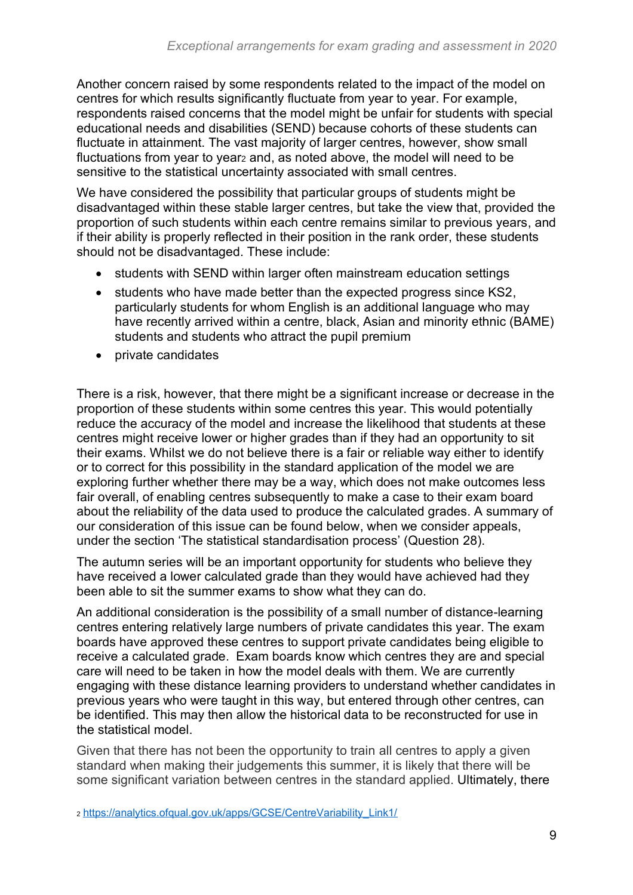Another concern raised by some respondents related to the impact of the model on centres for which results significantly fluctuate from year to year. For example, respondents raised concerns that the model might be unfair for students with special educational needs and disabilities (SEND) because cohorts of these students can fluctuate in attainment. The vast majority of larger centres, however, show small fluctuations from year to year[2] and, as noted above, the model will need to be sensitive to the statistical uncertainty associated with small centres.

We have considered the possibility that particular groups of students might be disadvantaged within these stable larger centres, but take the view that, provided the proportion of such students within each centre remains similar to previous years, and if their ability is properly reflected in their position in the rank order, these students should not be disadvantaged. These include:

- students with SEND within larger often mainstream education settings
- students who have made better than the expected progress since KS2, particularly students for whom English is an additional language who may have recently arrived within a centre, black, Asian and minority ethnic (BAME) students and students who attract the pupil premium
- private candidates

There is a risk, however, that there might be a significant increase or decrease in the proportion of these students within some centres this year. This would potentially reduce the accuracy of the model and increase the likelihood that students at these centres might receive lower or higher grades than if they had an opportunity to sit their exams. Whilst we do not believe there is a fair or reliable way either to identify or to correct for this possibility in the standard application of the model we are exploring further whether there may be a way, which does not make outcomes less fair overall, of enabling centres subsequently to make a case to their exam board about the reliability of the data used to produce the calculated grades. A summary of our consideration of this issue can be found below, when we consider appeals, under the section 'The statistical standardisation process' (Question 28).

The autumn series will be an important opportunity for students who believe they have received a lower calculated grade than they would have achieved had they been able to sit the summer exams to show what they can do.

An additional consideration is the possibility of a small number of distance-learning centres entering relatively large numbers of private candidates this year. The exam boards have approved these centres to support private candidates being eligible to receive a calculated grade. Exam boards know which centres they are and special care will need to be taken in how the model deals with them. We are currently engaging with these distance learning providers to understand whether candidates in previous years who were taught in this way, but entered through other centres, can be identified. This may then allow the historical data to be reconstructed for use in the statistical model.

Given that there has not been the opportunity to train all centres to apply a given standard when making their judgements this summer, it is likely that there will be some significant variation between centres in the standard applied. Ultimately, there

[2] https://analytics.ofqual.gov.uk/apps/GCSE/CentreVariability_Link1/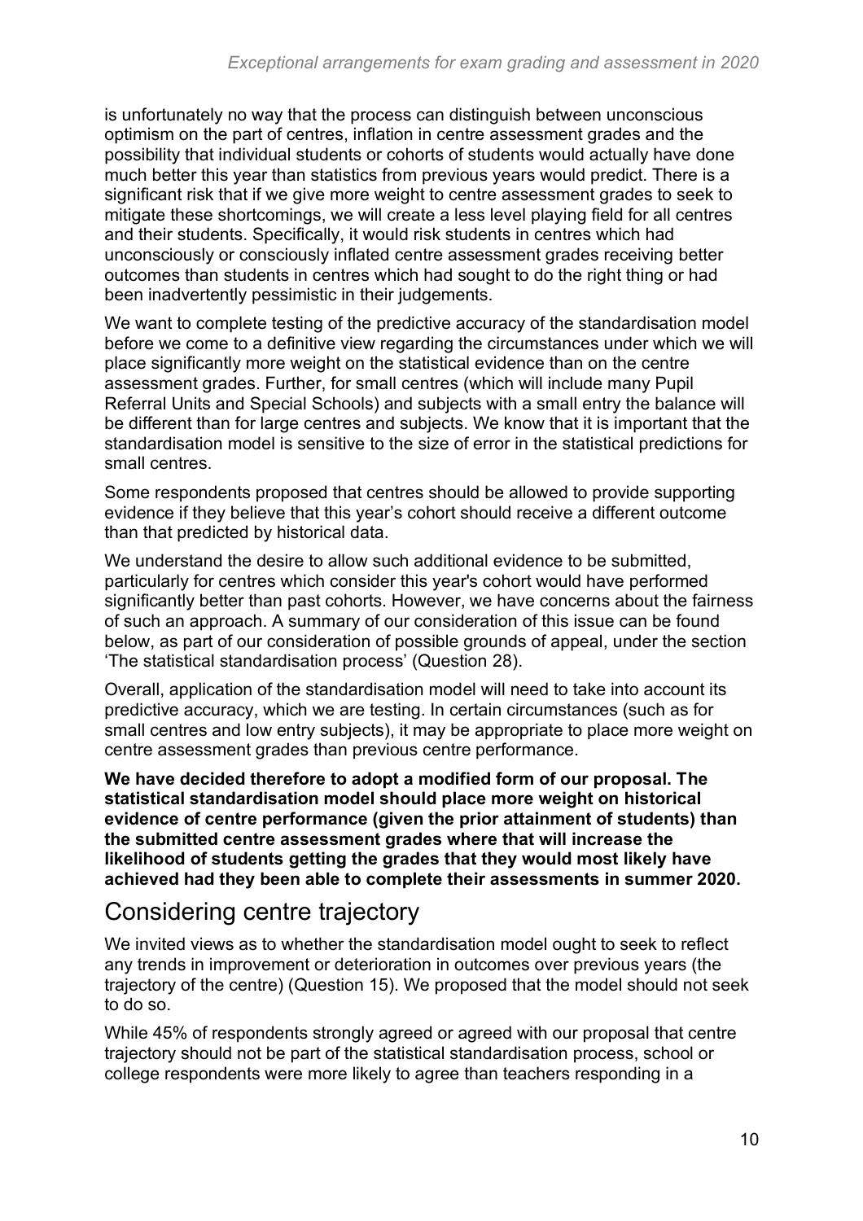is unfortunately no way that the process can distinguish between unconscious optimism on the part of centres, inflation in centre assessment grades and the possibility that individual students or cohorts of students would actually have done much better this year than statistics from previous years would predict. There is a significant risk that if we give more weight to centre assessment grades to seek to mitigate these shortcomings, we will create a less level playing field for all centres and their students. Specifically, it would risk students in centres which had unconsciously or consciously inflated centre assessment grades receiving better outcomes than students in centres which had sought to do the right thing or had been inadvertently pessimistic in their judgements.

We want to complete testing of the predictive accuracy of the standardisation model before we come to a definitive view regarding the circumstances under which we will place significantly more weight on the statistical evidence than on the centre assessment grades. Further, for small centres (which will include many Pupil Referral Units and Special Schools) and subjects with a small entry the balance will be different than for large centres and subjects. We know that it is important that the standardisation model is sensitive to the size of error in the statistical predictions for small centres.

Some respondents proposed that centres should be allowed to provide supporting evidence if they believe that this year's cohort should receive a different outcome than that predicted by historical data.

We understand the desire to allow such additional evidence to be submitted, particularly for centres which consider this year's cohort would have performed significantly better than past cohorts. However, we have concerns about the fairness of such an approach. A summary of our consideration of this issue can be found below, as part of our consideration of possible grounds of appeal, under the section 'The statistical standardisation process' (Question 28).

Overall, application of the standardisation model will need to take into account its predictive accuracy, which we are testing. In certain circumstances (such as for small centres and low entry subjects), it may be appropriate to place more weight on centre assessment grades than previous centre performance.

**We have decided therefore to adopt a modified form of our proposal. The statistical standardisation model should place more weight on historical evidence of centre performance (given the prior attainment of students) than the submitted centre assessment grades where that will increase the likelihood of students getting the grades that they would most likely have achieved had they been able to complete their assessments in summer 2020.**

## Considering centre trajectory

We invited views as to whether the standardisation model ought to seek to reflect any trends in improvement or deterioration in outcomes over previous years (the trajectory of the centre) (Question 15). We proposed that the model should not seek to do so.

While 45% of respondents strongly agreed or agreed with our proposal that centre trajectory should not be part of the statistical standardisation process, school or college respondents were more likely to agree than teachers responding in a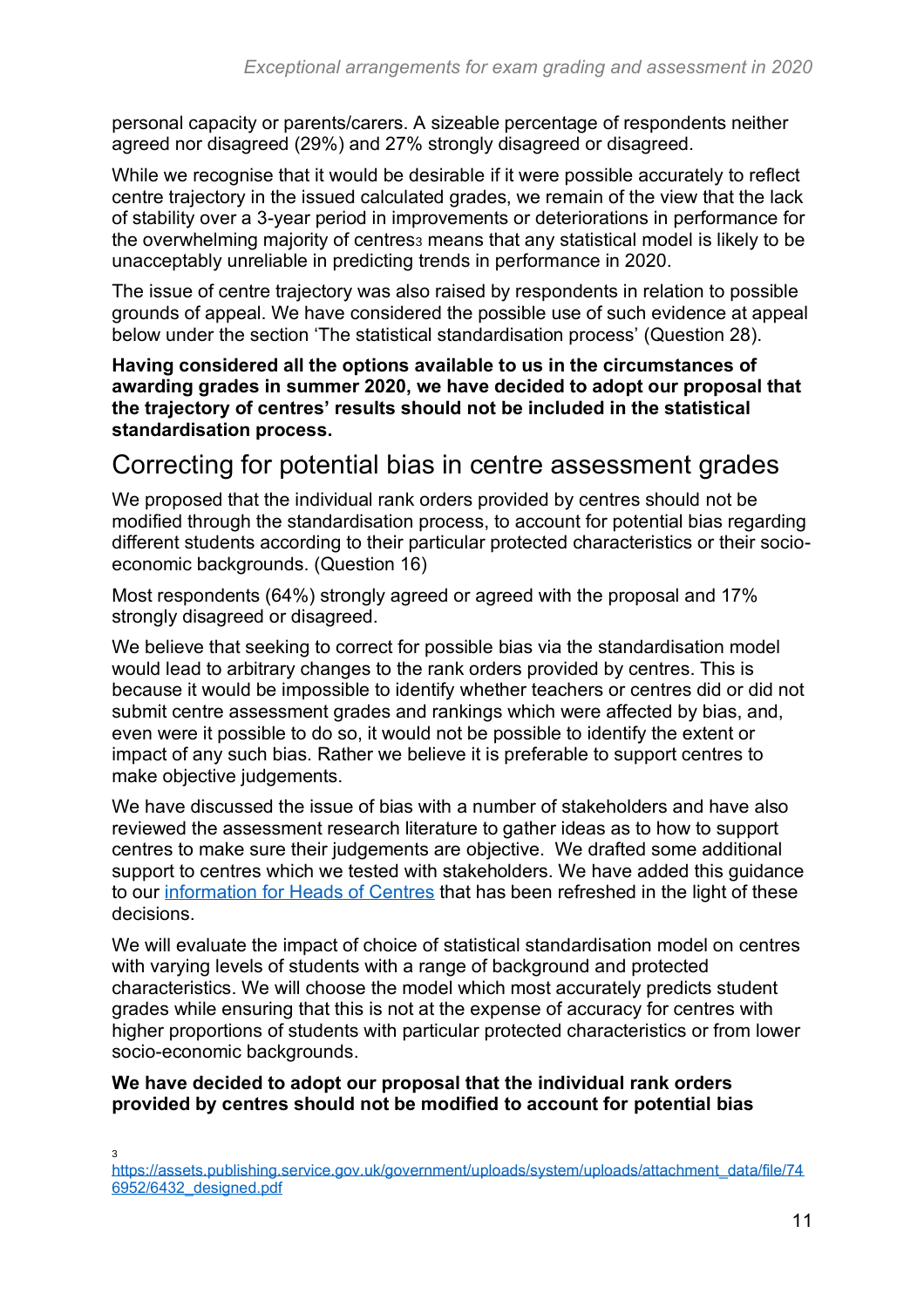personal capacity or parents/carers. A sizeable percentage of respondents neither agreed nor disagreed (29%) and 27% strongly disagreed or disagreed.

While we recognise that it would be desirable if it were possible accurately to reflect centre trajectory in the issued calculated grades, we remain of the view that the lack of stability over a 3-year period in improvements or deteriorations in performance for the overwhelming majority of centres[3] means that any statistical model is likely to be unacceptably unreliable in predicting trends in performance in 2020.

The issue of centre trajectory was also raised by respondents in relation to possible grounds of appeal. We have considered the possible use of such evidence at appeal below under the section 'The statistical standardisation process' (Question 28).

**Having considered all the options available to us in the circumstances of awarding grades in summer 2020, we have decided to adopt our proposal that the trajectory of centres' results should not be included in the statistical standardisation process.**

## Correcting for potential bias in centre assessment grades

We proposed that the individual rank orders provided by centres should not be modified through the standardisation process, to account for potential bias regarding different students according to their particular protected characteristics or their socio-economic backgrounds. (Question 16)

Most respondents (64%) strongly agreed or agreed with the proposal and 17% strongly disagreed or disagreed.

We believe that seeking to correct for possible bias via the standardisation model would lead to arbitrary changes to the rank orders provided by centres. This is because it would be impossible to identify whether teachers or centres did or did not submit centre assessment grades and rankings which were affected by bias, and, even were it possible to do so, it would not be possible to identify the extent or impact of any such bias. Rather we believe it is preferable to support centres to make objective judgements.

We have discussed the issue of bias with a number of stakeholders and have also reviewed the assessment research literature to gather ideas as to how to support centres to make sure their judgements are objective. We drafted some additional support to centres which we tested with stakeholders. We have added this guidance to our [information for Heads of Centres]() that has been refreshed in the light of these decisions.

We will evaluate the impact of choice of statistical standardisation model on centres with varying levels of students with a range of background and protected characteristics. We will choose the model which most accurately predicts student grades while ensuring that this is not at the expense of accuracy for centres with higher proportions of students with particular protected characteristics or from lower socio-economic backgrounds.

**We have decided to adopt our proposal that the individual rank orders provided by centres should not be modified to account for potential bias**

[3] https://assets.publishing.service.gov.uk/government/uploads/system/uploads/attachment_data/file/746952/6432_designed.pdf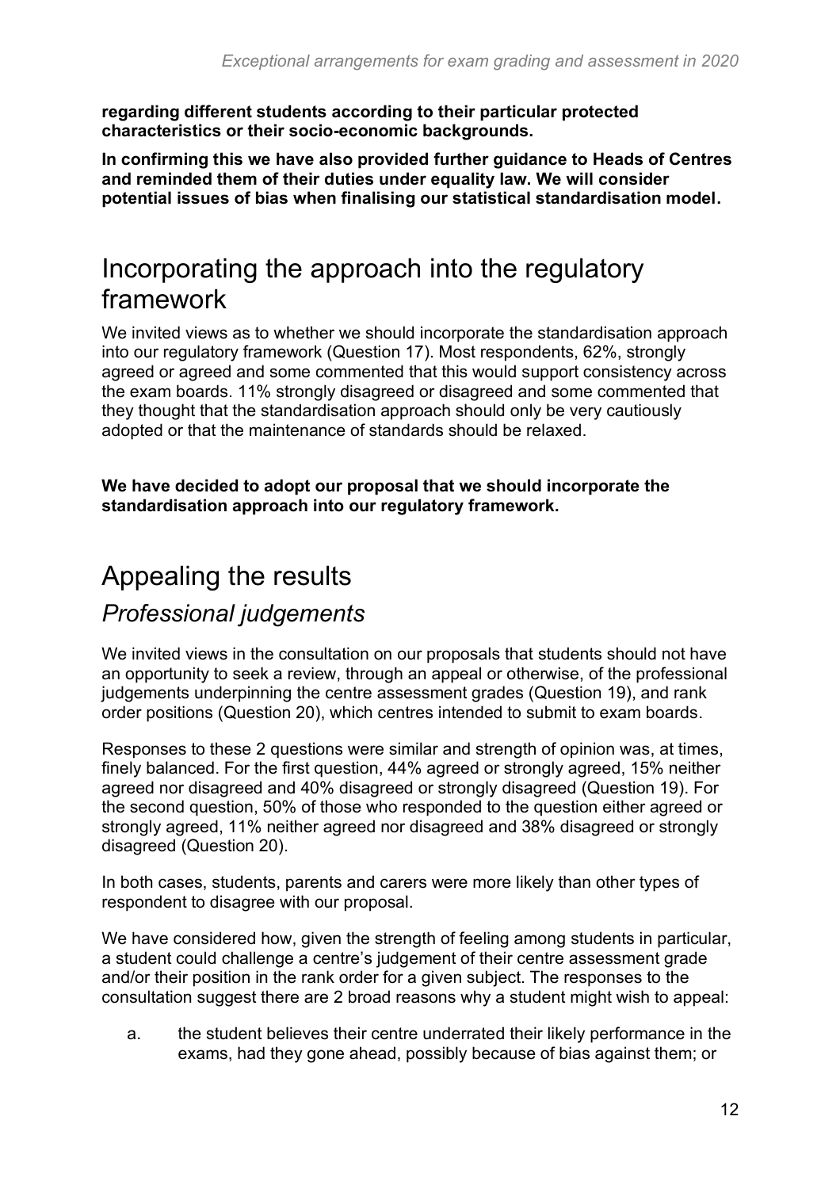**regarding different students according to their particular protected characteristics or their socio-economic backgrounds.**

**In confirming this we have also provided further guidance to Heads of Centres and reminded them of their duties under equality law. We will consider potential issues of bias when finalising our statistical standardisation model.**

# Incorporating the approach into the regulatory framework

We invited views as to whether we should incorporate the standardisation approach into our regulatory framework (Question 17). Most respondents, 62%, strongly agreed or agreed and some commented that this would support consistency across the exam boards. 11% strongly disagreed or disagreed and some commented that they thought that the standardisation approach should only be very cautiously adopted or that the maintenance of standards should be relaxed.

**We have decided to adopt our proposal that we should incorporate the standardisation approach into our regulatory framework.**

# Appealing the results

## *Professional judgements*

We invited views in the consultation on our proposals that students should not have an opportunity to seek a review, through an appeal or otherwise, of the professional judgements underpinning the centre assessment grades (Question 19), and rank order positions (Question 20), which centres intended to submit to exam boards.

Responses to these 2 questions were similar and strength of opinion was, at times, finely balanced. For the first question, 44% agreed or strongly agreed, 15% neither agreed nor disagreed and 40% disagreed or strongly disagreed (Question 19). For the second question, 50% of those who responded to the question either agreed or strongly agreed, 11% neither agreed nor disagreed and 38% disagreed or strongly disagreed (Question 20).

In both cases, students, parents and carers were more likely than other types of respondent to disagree with our proposal.

We have considered how, given the strength of feeling among students in particular, a student could challenge a centre's judgement of their centre assessment grade and/or their position in the rank order for a given subject. The responses to the consultation suggest there are 2 broad reasons why a student might wish to appeal:

a. the student believes their centre underrated their likely performance in the exams, had they gone ahead, possibly because of bias against them; or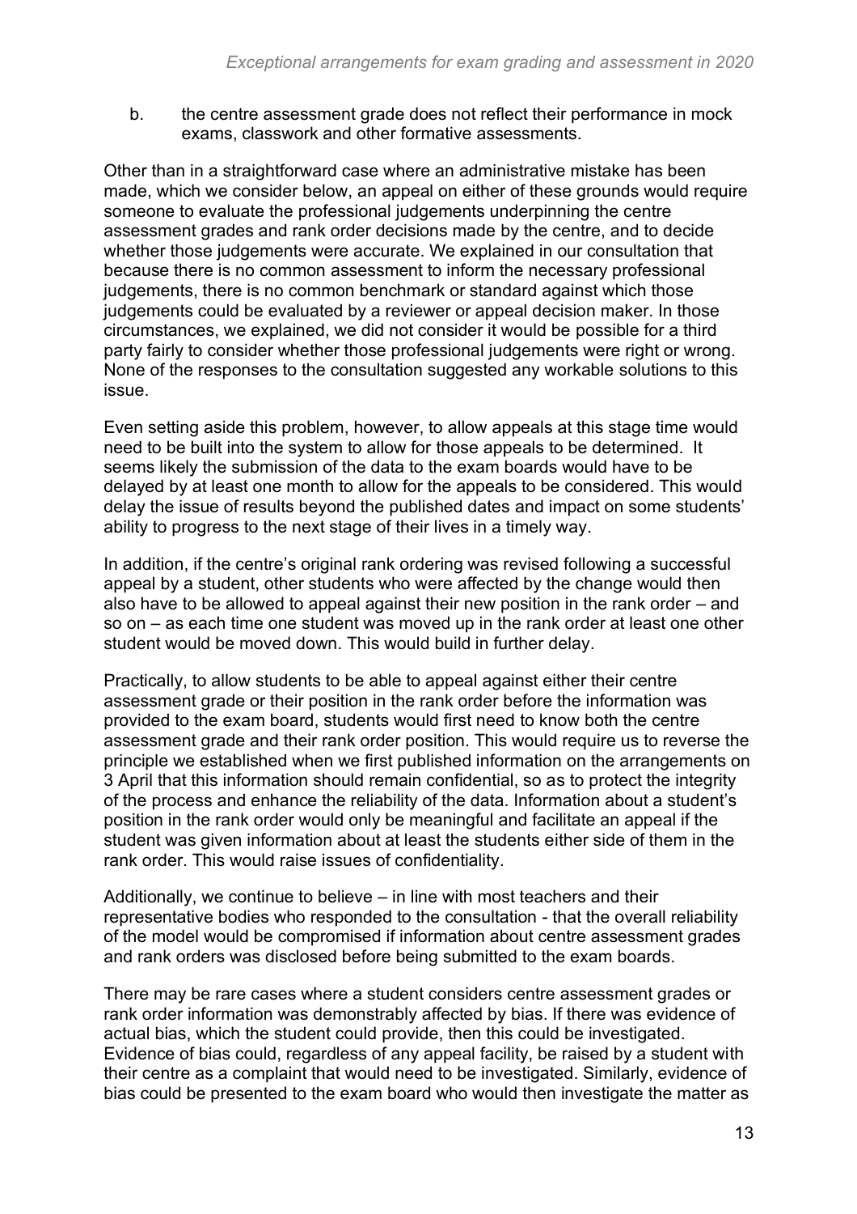b. the centre assessment grade does not reflect their performance in mock exams, classwork and other formative assessments.

Other than in a straightforward case where an administrative mistake has been made, which we consider below, an appeal on either of these grounds would require someone to evaluate the professional judgements underpinning the centre assessment grades and rank order decisions made by the centre, and to decide whether those judgements were accurate. We explained in our consultation that because there is no common assessment to inform the necessary professional judgements, there is no common benchmark or standard against which those judgements could be evaluated by a reviewer or appeal decision maker. In those circumstances, we explained, we did not consider it would be possible for a third party fairly to consider whether those professional judgements were right or wrong. None of the responses to the consultation suggested any workable solutions to this issue.

Even setting aside this problem, however, to allow appeals at this stage time would need to be built into the system to allow for those appeals to be determined. It seems likely the submission of the data to the exam boards would have to be delayed by at least one month to allow for the appeals to be considered. This would delay the issue of results beyond the published dates and impact on some students' ability to progress to the next stage of their lives in a timely way.

In addition, if the centre's original rank ordering was revised following a successful appeal by a student, other students who were affected by the change would then also have to be allowed to appeal against their new position in the rank order – and so on – as each time one student was moved up in the rank order at least one other student would be moved down. This would build in further delay.

Practically, to allow students to be able to appeal against either their centre assessment grade or their position in the rank order before the information was provided to the exam board, students would first need to know both the centre assessment grade and their rank order position. This would require us to reverse the principle we established when we first published information on the arrangements on 3 April that this information should remain confidential, so as to protect the integrity of the process and enhance the reliability of the data. Information about a student's position in the rank order would only be meaningful and facilitate an appeal if the student was given information about at least the students either side of them in the rank order. This would raise issues of confidentiality.

Additionally, we continue to believe – in line with most teachers and their representative bodies who responded to the consultation - that the overall reliability of the model would be compromised if information about centre assessment grades and rank orders was disclosed before being submitted to the exam boards.

There may be rare cases where a student considers centre assessment grades or rank order information was demonstrably affected by bias. If there was evidence of actual bias, which the student could provide, then this could be investigated. Evidence of bias could, regardless of any appeal facility, be raised by a student with their centre as a complaint that would need to be investigated. Similarly, evidence of bias could be presented to the exam board who would then investigate the matter as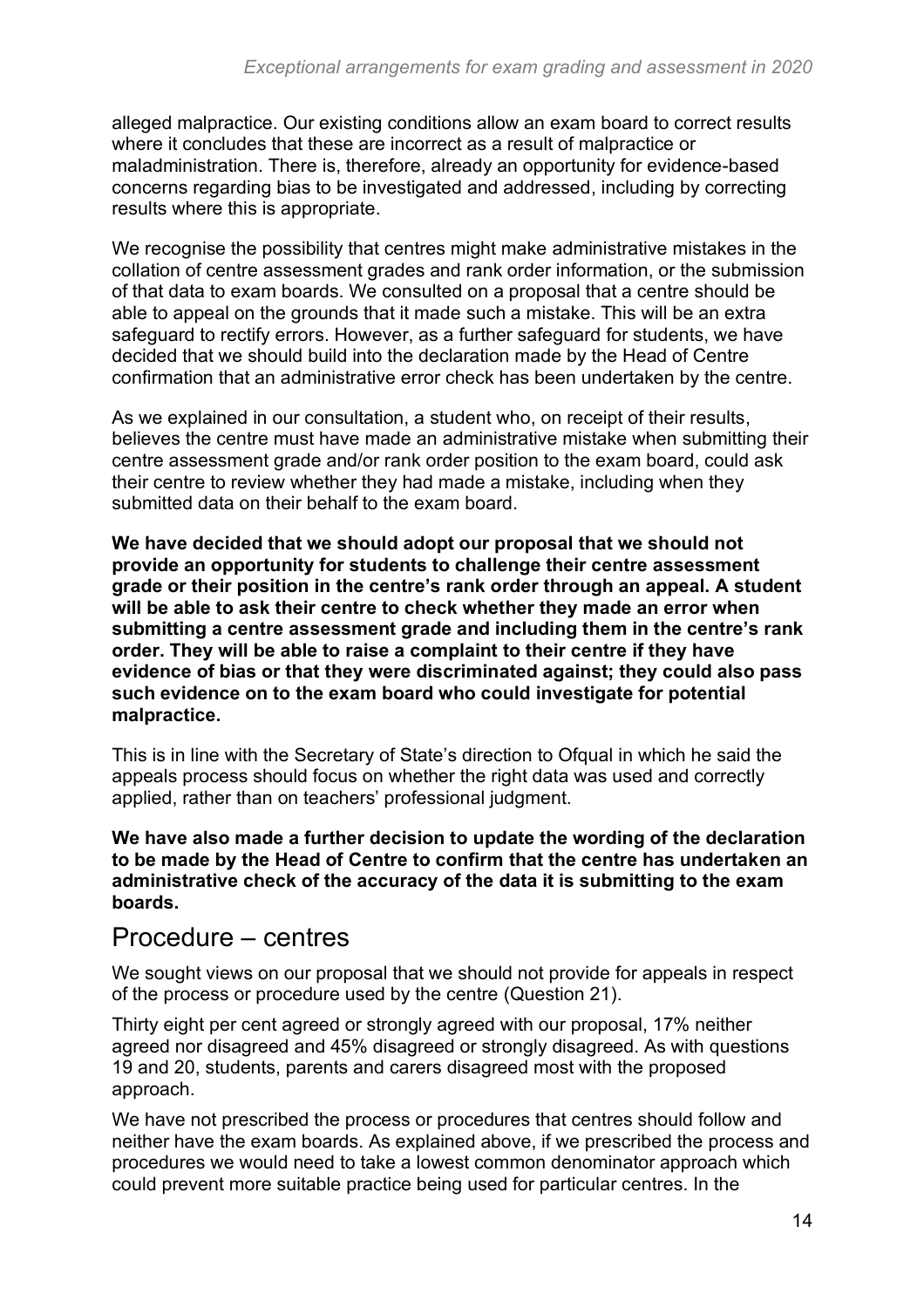alleged malpractice. Our existing conditions allow an exam board to correct results where it concludes that these are incorrect as a result of malpractice or maladministration. There is, therefore, already an opportunity for evidence-based concerns regarding bias to be investigated and addressed, including by correcting results where this is appropriate.

We recognise the possibility that centres might make administrative mistakes in the collation of centre assessment grades and rank order information, or the submission of that data to exam boards. We consulted on a proposal that a centre should be able to appeal on the grounds that it made such a mistake. This will be an extra safeguard to rectify errors. However, as a further safeguard for students, we have decided that we should build into the declaration made by the Head of Centre confirmation that an administrative error check has been undertaken by the centre.

As we explained in our consultation, a student who, on receipt of their results, believes the centre must have made an administrative mistake when submitting their centre assessment grade and/or rank order position to the exam board, could ask their centre to review whether they had made a mistake, including when they submitted data on their behalf to the exam board.

**We have decided that we should adopt our proposal that we should not provide an opportunity for students to challenge their centre assessment grade or their position in the centre's rank order through an appeal. A student will be able to ask their centre to check whether they made an error when submitting a centre assessment grade and including them in the centre's rank order. They will be able to raise a complaint to their centre if they have evidence of bias or that they were discriminated against; they could also pass such evidence on to the exam board who could investigate for potential malpractice.**

This is in line with the Secretary of State's direction to Ofqual in which he said the appeals process should focus on whether the right data was used and correctly applied, rather than on teachers' professional judgment.

**We have also made a further decision to update the wording of the declaration to be made by the Head of Centre to confirm that the centre has undertaken an administrative check of the accuracy of the data it is submitting to the exam boards.**

## Procedure – centres

We sought views on our proposal that we should not provide for appeals in respect of the process or procedure used by the centre (Question 21).

Thirty eight per cent agreed or strongly agreed with our proposal, 17% neither agreed nor disagreed and 45% disagreed or strongly disagreed. As with questions 19 and 20, students, parents and carers disagreed most with the proposed approach.

We have not prescribed the process or procedures that centres should follow and neither have the exam boards. As explained above, if we prescribed the process and procedures we would need to take a lowest common denominator approach which could prevent more suitable practice being used for particular centres. In the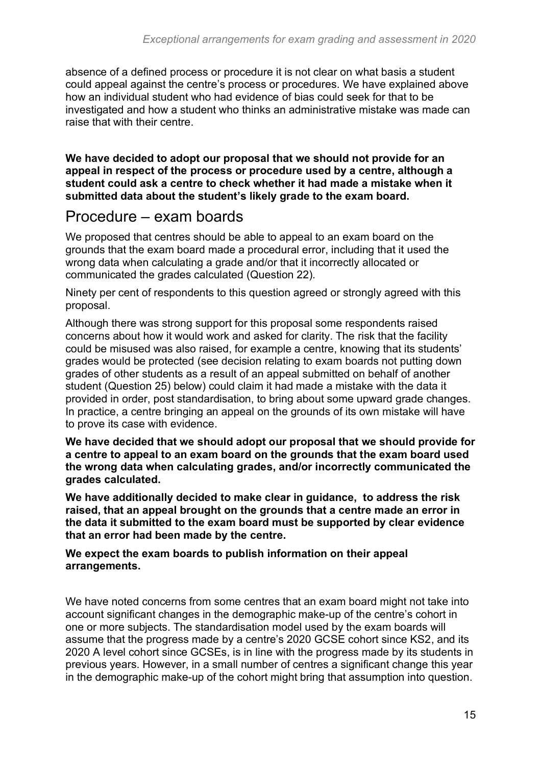absence of a defined process or procedure it is not clear on what basis a student could appeal against the centre's process or procedures. We have explained above how an individual student who had evidence of bias could seek for that to be investigated and how a student who thinks an administrative mistake was made can raise that with their centre.

**We have decided to adopt our proposal that we should not provide for an appeal in respect of the process or procedure used by a centre, although a student could ask a centre to check whether it had made a mistake when it submitted data about the student's likely grade to the exam board.**

## Procedure – exam boards

We proposed that centres should be able to appeal to an exam board on the grounds that the exam board made a procedural error, including that it used the wrong data when calculating a grade and/or that it incorrectly allocated or communicated the grades calculated (Question 22).

Ninety per cent of respondents to this question agreed or strongly agreed with this proposal.

Although there was strong support for this proposal some respondents raised concerns about how it would work and asked for clarity. The risk that the facility could be misused was also raised, for example a centre, knowing that its students' grades would be protected (see decision relating to exam boards not putting down grades of other students as a result of an appeal submitted on behalf of another student (Question 25) below) could claim it had made a mistake with the data it provided in order, post standardisation, to bring about some upward grade changes. In practice, a centre bringing an appeal on the grounds of its own mistake will have to prove its case with evidence.

**We have decided that we should adopt our proposal that we should provide for a centre to appeal to an exam board on the grounds that the exam board used the wrong data when calculating grades, and/or incorrectly communicated the grades calculated.**

**We have additionally decided to make clear in guidance, to address the risk raised, that an appeal brought on the grounds that a centre made an error in the data it submitted to the exam board must be supported by clear evidence that an error had been made by the centre.**

**We expect the exam boards to publish information on their appeal arrangements.**

We have noted concerns from some centres that an exam board might not take into account significant changes in the demographic make-up of the centre's cohort in one or more subjects. The standardisation model used by the exam boards will assume that the progress made by a centre's 2020 GCSE cohort since KS2, and its 2020 A level cohort since GCSEs, is in line with the progress made by its students in previous years. However, in a small number of centres a significant change this year in the demographic make-up of the cohort might bring that assumption into question.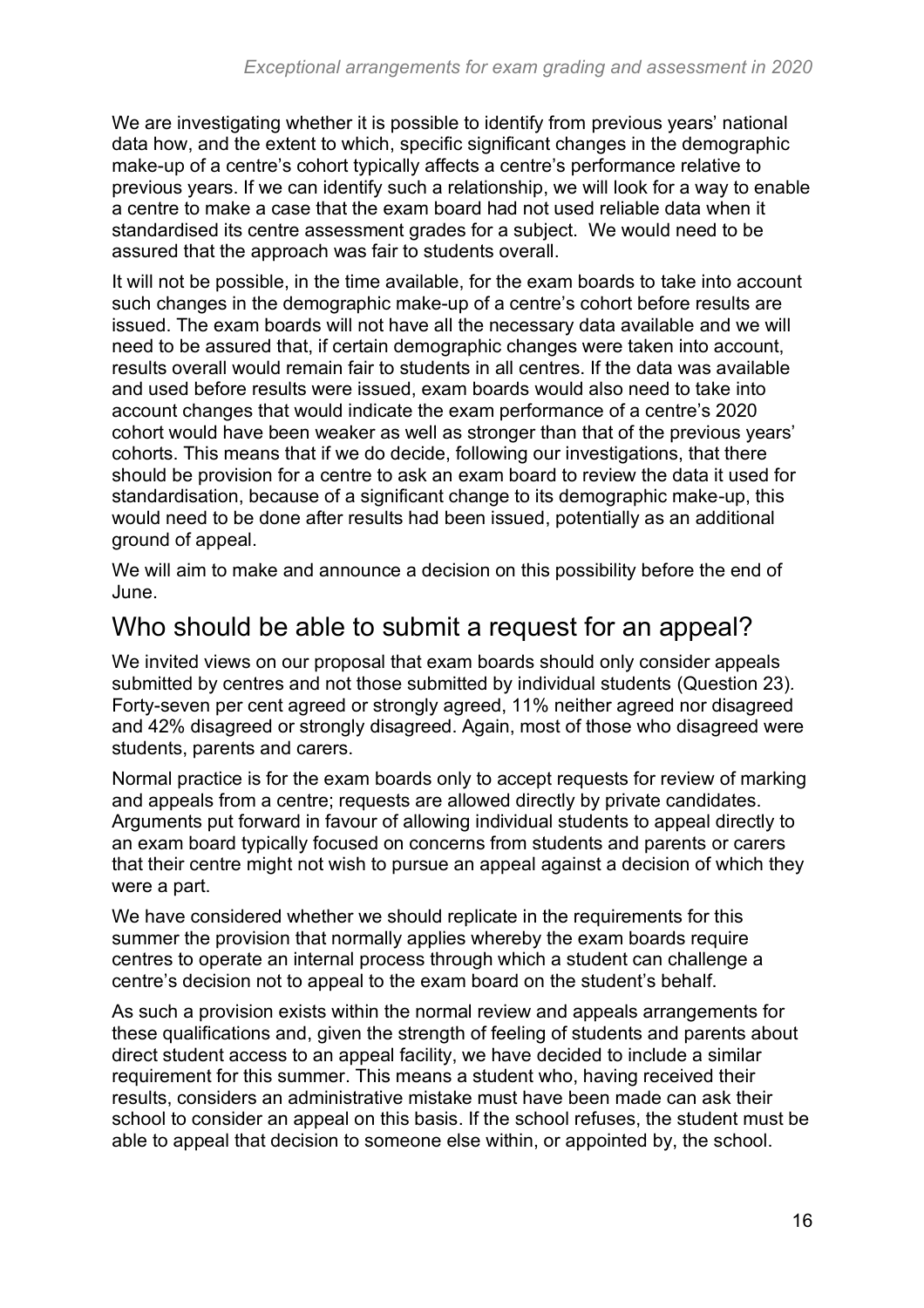We are investigating whether it is possible to identify from previous years' national data how, and the extent to which, specific significant changes in the demographic make-up of a centre's cohort typically affects a centre's performance relative to previous years. If we can identify such a relationship, we will look for a way to enable a centre to make a case that the exam board had not used reliable data when it standardised its centre assessment grades for a subject. We would need to be assured that the approach was fair to students overall.

It will not be possible, in the time available, for the exam boards to take into account such changes in the demographic make-up of a centre's cohort before results are issued. The exam boards will not have all the necessary data available and we will need to be assured that, if certain demographic changes were taken into account, results overall would remain fair to students in all centres. If the data was available and used before results were issued, exam boards would also need to take into account changes that would indicate the exam performance of a centre's 2020 cohort would have been weaker as well as stronger than that of the previous years' cohorts. This means that if we do decide, following our investigations, that there should be provision for a centre to ask an exam board to review the data it used for standardisation, because of a significant change to its demographic make-up, this would need to be done after results had been issued, potentially as an additional ground of appeal.

We will aim to make and announce a decision on this possibility before the end of June.

## Who should be able to submit a request for an appeal?

We invited views on our proposal that exam boards should only consider appeals submitted by centres and not those submitted by individual students (Question 23). Forty-seven per cent agreed or strongly agreed, 11% neither agreed nor disagreed and 42% disagreed or strongly disagreed. Again, most of those who disagreed were students, parents and carers.

Normal practice is for the exam boards only to accept requests for review of marking and appeals from a centre; requests are allowed directly by private candidates. Arguments put forward in favour of allowing individual students to appeal directly to an exam board typically focused on concerns from students and parents or carers that their centre might not wish to pursue an appeal against a decision of which they were a part.

We have considered whether we should replicate in the requirements for this summer the provision that normally applies whereby the exam boards require centres to operate an internal process through which a student can challenge a centre's decision not to appeal to the exam board on the student's behalf.

As such a provision exists within the normal review and appeals arrangements for these qualifications and, given the strength of feeling of students and parents about direct student access to an appeal facility, we have decided to include a similar requirement for this summer. This means a student who, having received their results, considers an administrative mistake must have been made can ask their school to consider an appeal on this basis. If the school refuses, the student must be able to appeal that decision to someone else within, or appointed by, the school.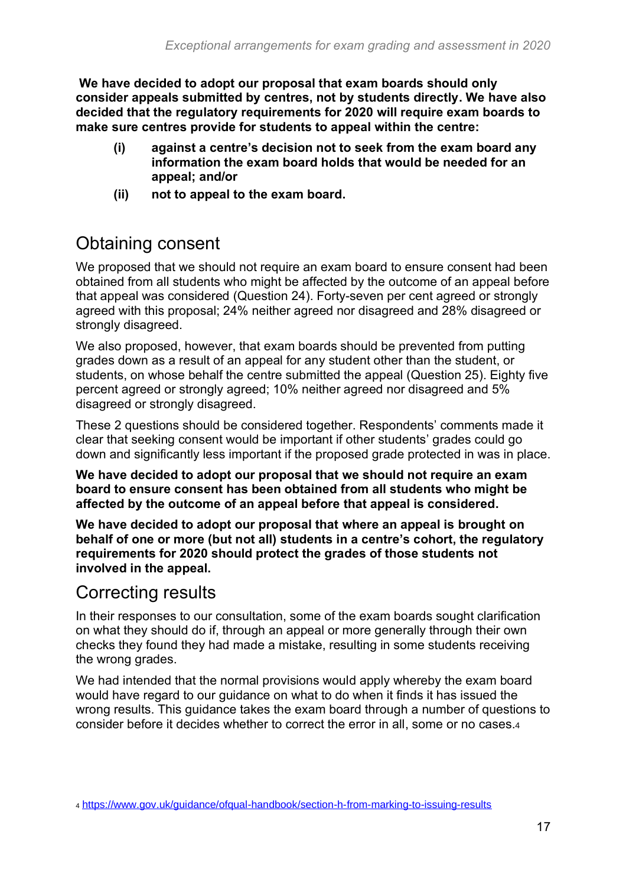**We have decided to adopt our proposal that exam boards should only consider appeals submitted by centres, not by students directly. We have also decided that the regulatory requirements for 2020 will require exam boards to make sure centres provide for students to appeal within the centre:**

- **(i) against a centre's decision not to seek from the exam board any information the exam board holds that would be needed for an appeal; and/or**
- **(ii) not to appeal to the exam board.**

## Obtaining consent

We proposed that we should not require an exam board to ensure consent had been obtained from all students who might be affected by the outcome of an appeal before that appeal was considered (Question 24). Forty-seven per cent agreed or strongly agreed with this proposal; 24% neither agreed nor disagreed and 28% disagreed or strongly disagreed.

We also proposed, however, that exam boards should be prevented from putting grades down as a result of an appeal for any student other than the student, or students, on whose behalf the centre submitted the appeal (Question 25). Eighty five percent agreed or strongly agreed; 10% neither agreed nor disagreed and 5% disagreed or strongly disagreed.

These 2 questions should be considered together. Respondents' comments made it clear that seeking consent would be important if other students' grades could go down and significantly less important if the proposed grade protected in was in place.

**We have decided to adopt our proposal that we should not require an exam board to ensure consent has been obtained from all students who might be affected by the outcome of an appeal before that appeal is considered.**

**We have decided to adopt our proposal that where an appeal is brought on behalf of one or more (but not all) students in a centre's cohort, the regulatory requirements for 2020 should protect the grades of those students not involved in the appeal.**

## Correcting results

In their responses to our consultation, some of the exam boards sought clarification on what they should do if, through an appeal or more generally through their own checks they found they had made a mistake, resulting in some students receiving the wrong grades.

We had intended that the normal provisions would apply whereby the exam board would have regard to our guidance on what to do when it finds it has issued the wrong results. This guidance takes the exam board through a number of questions to consider before it decides whether to correct the error in all, some or no cases.[4]

[4] https://www.gov.uk/guidance/ofqual-handbook/section-h-from-marking-to-issuing-results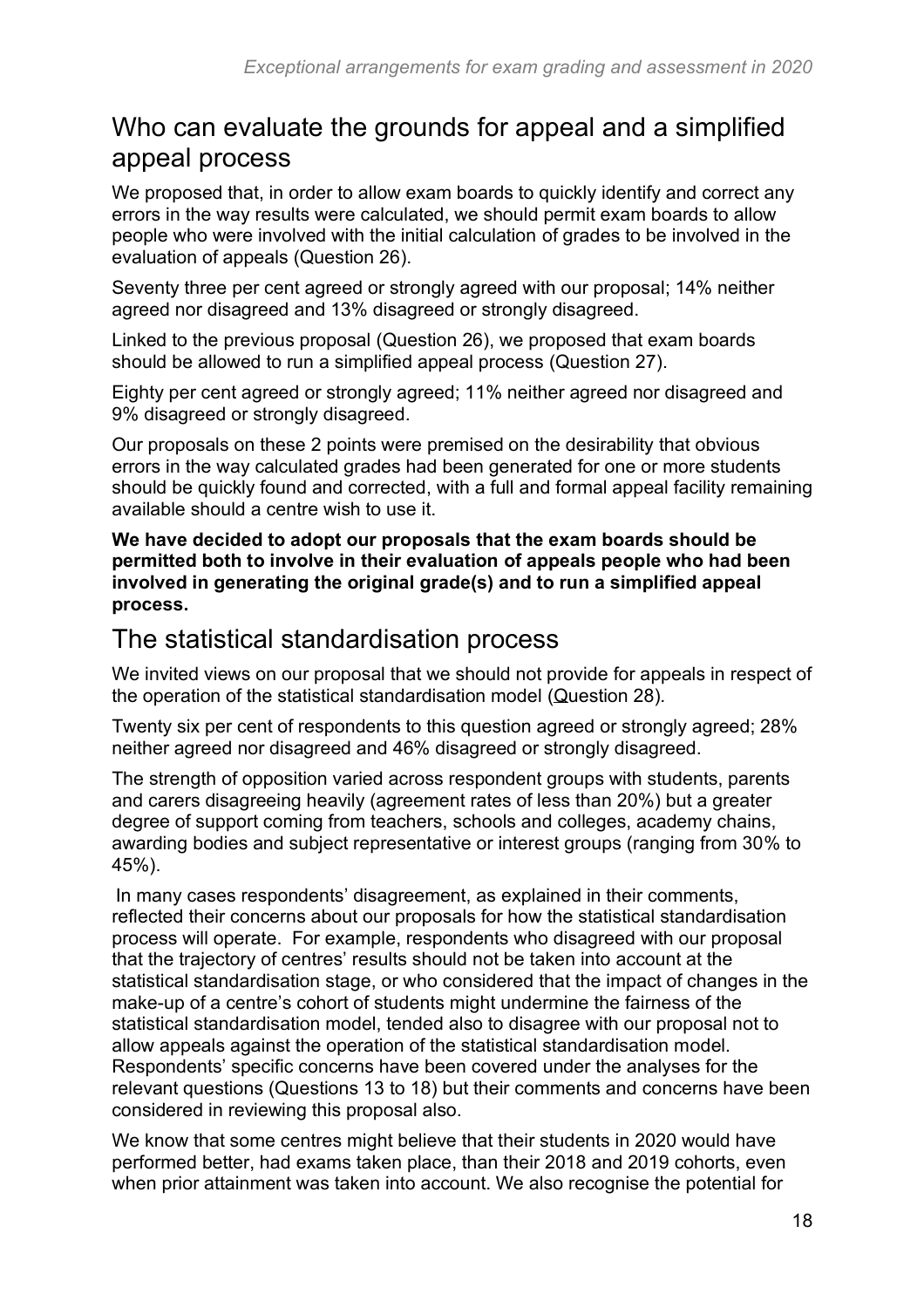## Who can evaluate the grounds for appeal and a simplified appeal process

We proposed that, in order to allow exam boards to quickly identify and correct any errors in the way results were calculated, we should permit exam boards to allow people who were involved with the initial calculation of grades to be involved in the evaluation of appeals (Question 26).

Seventy three per cent agreed or strongly agreed with our proposal; 14% neither agreed nor disagreed and 13% disagreed or strongly disagreed.

Linked to the previous proposal (Question 26), we proposed that exam boards should be allowed to run a simplified appeal process (Question 27).

Eighty per cent agreed or strongly agreed; 11% neither agreed nor disagreed and 9% disagreed or strongly disagreed.

Our proposals on these 2 points were premised on the desirability that obvious errors in the way calculated grades had been generated for one or more students should be quickly found and corrected, with a full and formal appeal facility remaining available should a centre wish to use it.

**We have decided to adopt our proposals that the exam boards should be permitted both to involve in their evaluation of appeals people who had been involved in generating the original grade(s) and to run a simplified appeal process.**

## The statistical standardisation process

We invited views on our proposal that we should not provide for appeals in respect of the operation of the statistical standardisation model (Question 28).

Twenty six per cent of respondents to this question agreed or strongly agreed; 28% neither agreed nor disagreed and 46% disagreed or strongly disagreed.

The strength of opposition varied across respondent groups with students, parents and carers disagreeing heavily (agreement rates of less than 20%) but a greater degree of support coming from teachers, schools and colleges, academy chains, awarding bodies and subject representative or interest groups (ranging from 30% to 45%).

In many cases respondents' disagreement, as explained in their comments, reflected their concerns about our proposals for how the statistical standardisation process will operate. For example, respondents who disagreed with our proposal that the trajectory of centres' results should not be taken into account at the statistical standardisation stage, or who considered that the impact of changes in the make-up of a centre's cohort of students might undermine the fairness of the statistical standardisation model, tended also to disagree with our proposal not to allow appeals against the operation of the statistical standardisation model. Respondents' specific concerns have been covered under the analyses for the relevant questions (Questions 13 to 18) but their comments and concerns have been considered in reviewing this proposal also.

We know that some centres might believe that their students in 2020 would have performed better, had exams taken place, than their 2018 and 2019 cohorts, even when prior attainment was taken into account. We also recognise the potential for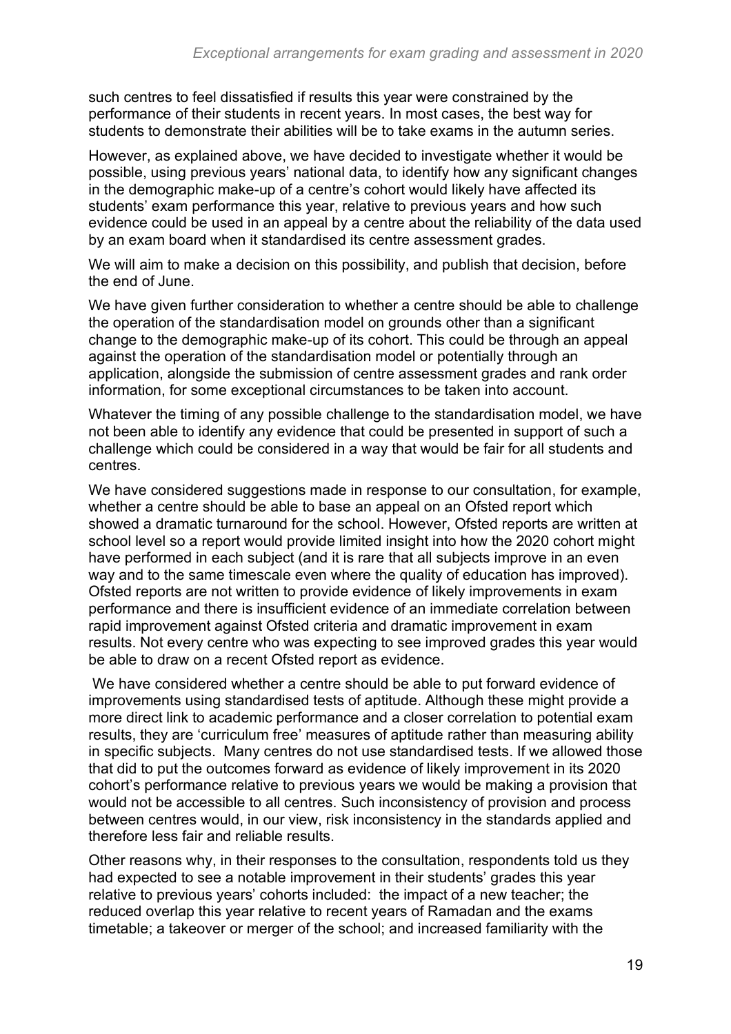such centres to feel dissatisfied if results this year were constrained by the performance of their students in recent years. In most cases, the best way for students to demonstrate their abilities will be to take exams in the autumn series.

However, as explained above, we have decided to investigate whether it would be possible, using previous years' national data, to identify how any significant changes in the demographic make-up of a centre's cohort would likely have affected its students' exam performance this year, relative to previous years and how such evidence could be used in an appeal by a centre about the reliability of the data used by an exam board when it standardised its centre assessment grades.

We will aim to make a decision on this possibility, and publish that decision, before the end of June.

We have given further consideration to whether a centre should be able to challenge the operation of the standardisation model on grounds other than a significant change to the demographic make-up of its cohort. This could be through an appeal against the operation of the standardisation model or potentially through an application, alongside the submission of centre assessment grades and rank order information, for some exceptional circumstances to be taken into account.

Whatever the timing of any possible challenge to the standardisation model, we have not been able to identify any evidence that could be presented in support of such a challenge which could be considered in a way that would be fair for all students and centres.

We have considered suggestions made in response to our consultation, for example, whether a centre should be able to base an appeal on an Ofsted report which showed a dramatic turnaround for the school. However, Ofsted reports are written at school level so a report would provide limited insight into how the 2020 cohort might have performed in each subject (and it is rare that all subjects improve in an even way and to the same timescale even where the quality of education has improved). Ofsted reports are not written to provide evidence of likely improvements in exam performance and there is insufficient evidence of an immediate correlation between rapid improvement against Ofsted criteria and dramatic improvement in exam results. Not every centre who was expecting to see improved grades this year would be able to draw on a recent Ofsted report as evidence.

We have considered whether a centre should be able to put forward evidence of improvements using standardised tests of aptitude. Although these might provide a more direct link to academic performance and a closer correlation to potential exam results, they are 'curriculum free' measures of aptitude rather than measuring ability in specific subjects. Many centres do not use standardised tests. If we allowed those that did to put the outcomes forward as evidence of likely improvement in its 2020 cohort's performance relative to previous years we would be making a provision that would not be accessible to all centres. Such inconsistency of provision and process between centres would, in our view, risk inconsistency in the standards applied and therefore less fair and reliable results.

Other reasons why, in their responses to the consultation, respondents told us they had expected to see a notable improvement in their students' grades this year relative to previous years' cohorts included: the impact of a new teacher; the reduced overlap this year relative to recent years of Ramadan and the exams timetable; a takeover or merger of the school; and increased familiarity with the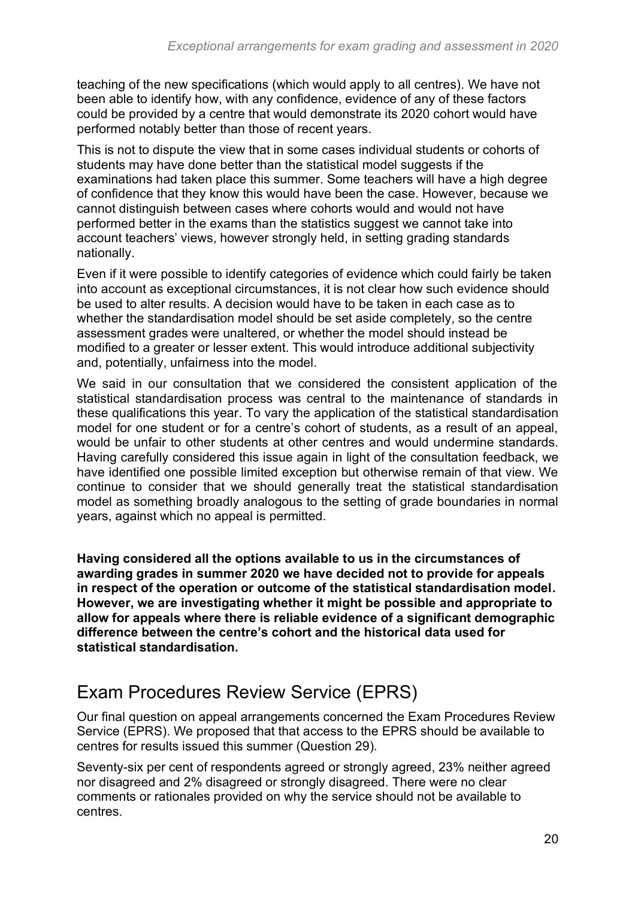teaching of the new specifications (which would apply to all centres). We have not been able to identify how, with any confidence, evidence of any of these factors could be provided by a centre that would demonstrate its 2020 cohort would have performed notably better than those of recent years.

This is not to dispute the view that in some cases individual students or cohorts of students may have done better than the statistical model suggests if the examinations had taken place this summer. Some teachers will have a high degree of confidence that they know this would have been the case. However, because we cannot distinguish between cases where cohorts would and would not have performed better in the exams than the statistics suggest we cannot take into account teachers' views, however strongly held, in setting grading standards nationally.

Even if it were possible to identify categories of evidence which could fairly be taken into account as exceptional circumstances, it is not clear how such evidence should be used to alter results. A decision would have to be taken in each case as to whether the standardisation model should be set aside completely, so the centre assessment grades were unaltered, or whether the model should instead be modified to a greater or lesser extent. This would introduce additional subjectivity and, potentially, unfairness into the model.

We said in our consultation that we considered the consistent application of the statistical standardisation process was central to the maintenance of standards in these qualifications this year. To vary the application of the statistical standardisation model for one student or for a centre's cohort of students, as a result of an appeal, would be unfair to other students at other centres and would undermine standards. Having carefully considered this issue again in light of the consultation feedback, we have identified one possible limited exception but otherwise remain of that view. We continue to consider that we should generally treat the statistical standardisation model as something broadly analogous to the setting of grade boundaries in normal years, against which no appeal is permitted.

**Having considered all the options available to us in the circumstances of awarding grades in summer 2020 we have decided not to provide for appeals in respect of the operation or outcome of the statistical standardisation model. However, we are investigating whether it might be possible and appropriate to allow for appeals where there is reliable evidence of a significant demographic difference between the centre's cohort and the historical data used for statistical standardisation.**

## Exam Procedures Review Service (EPRS)

Our final question on appeal arrangements concerned the Exam Procedures Review Service (EPRS). We proposed that that access to the EPRS should be available to centres for results issued this summer (Question 29).

Seventy-six per cent of respondents agreed or strongly agreed, 23% neither agreed nor disagreed and 2% disagreed or strongly disagreed. There were no clear comments or rationales provided on why the service should not be available to centres.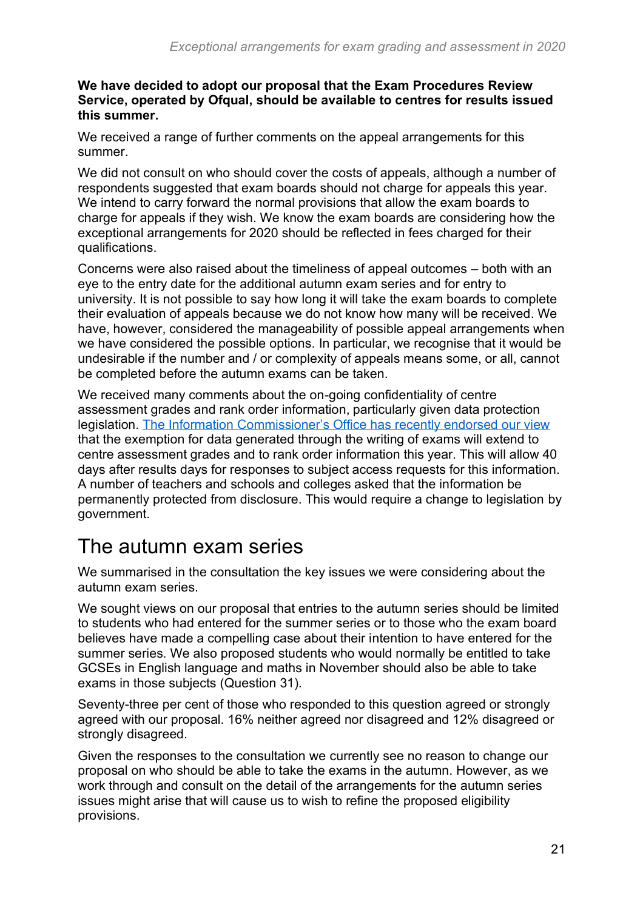**We have decided to adopt our proposal that the Exam Procedures Review Service, operated by Ofqual, should be available to centres for results issued this summer.**

We received a range of further comments on the appeal arrangements for this summer.

We did not consult on who should cover the costs of appeals, although a number of respondents suggested that exam boards should not charge for appeals this year. We intend to carry forward the normal provisions that allow the exam boards to charge for appeals if they wish. We know the exam boards are considering how the exceptional arrangements for 2020 should be reflected in fees charged for their qualifications.

Concerns were also raised about the timeliness of appeal outcomes – both with an eye to the entry date for the additional autumn exam series and for entry to university. It is not possible to say how long it will take the exam boards to complete their evaluation of appeals because we do not know how many will be received. We have, however, considered the manageability of possible appeal arrangements when we have considered the possible options. In particular, we recognise that it would be undesirable if the number and / or complexity of appeals means some, or all, cannot be completed before the autumn exams can be taken.

We received many comments about the on-going confidentiality of centre assessment grades and rank order information, particularly given data protection legislation. [The Information Commissioner's Office has recently endorsed our view] that the exemption for data generated through the writing of exams will extend to centre assessment grades and to rank order information this year. This will allow 40 days after results days for responses to subject access requests for this information. A number of teachers and schools and colleges asked that the information be permanently protected from disclosure. This would require a change to legislation by government.

# The autumn exam series

We summarised in the consultation the key issues we were considering about the autumn exam series.

We sought views on our proposal that entries to the autumn series should be limited to students who had entered for the summer series or to those who the exam board believes have made a compelling case about their intention to have entered for the summer series. We also proposed students who would normally be entitled to take GCSEs in English language and maths in November should also be able to take exams in those subjects (Question 31).

Seventy-three per cent of those who responded to this question agreed or strongly agreed with our proposal. 16% neither agreed nor disagreed and 12% disagreed or strongly disagreed.

Given the responses to the consultation we currently see no reason to change our proposal on who should be able to take the exams in the autumn. However, as we work through and consult on the detail of the arrangements for the autumn series issues might arise that will cause us to wish to refine the proposed eligibility provisions.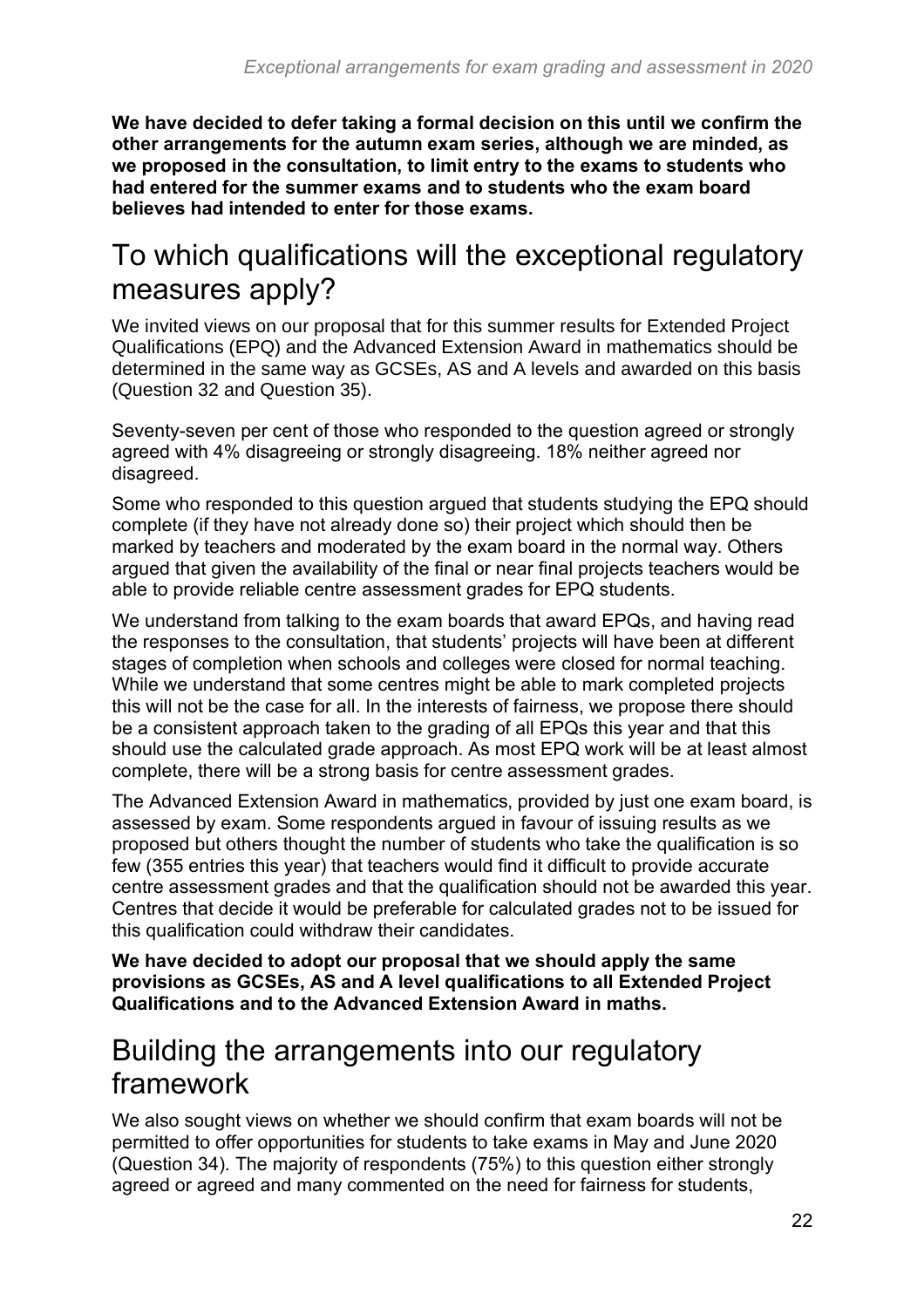**We have decided to defer taking a formal decision on this until we confirm the other arrangements for the autumn exam series, although we are minded, as we proposed in the consultation, to limit entry to the exams to students who had entered for the summer exams and to students who the exam board believes had intended to enter for those exams.**

## To which qualifications will the exceptional regulatory measures apply?

We invited views on our proposal that for this summer results for Extended Project Qualifications (EPQ) and the Advanced Extension Award in mathematics should be determined in the same way as GCSEs, AS and A levels and awarded on this basis (Question 32 and Question 35).

Seventy-seven per cent of those who responded to the question agreed or strongly agreed with 4% disagreeing or strongly disagreeing. 18% neither agreed nor disagreed.

Some who responded to this question argued that students studying the EPQ should complete (if they have not already done so) their project which should then be marked by teachers and moderated by the exam board in the normal way. Others argued that given the availability of the final or near final projects teachers would be able to provide reliable centre assessment grades for EPQ students.

We understand from talking to the exam boards that award EPQs, and having read the responses to the consultation, that students' projects will have been at different stages of completion when schools and colleges were closed for normal teaching. While we understand that some centres might be able to mark completed projects this will not be the case for all. In the interests of fairness, we propose there should be a consistent approach taken to the grading of all EPQs this year and that this should use the calculated grade approach. As most EPQ work will be at least almost complete, there will be a strong basis for centre assessment grades.

The Advanced Extension Award in mathematics, provided by just one exam board, is assessed by exam. Some respondents argued in favour of issuing results as we proposed but others thought the number of students who take the qualification is so few (355 entries this year) that teachers would find it difficult to provide accurate centre assessment grades and that the qualification should not be awarded this year. Centres that decide it would be preferable for calculated grades not to be issued for this qualification could withdraw their candidates.

**We have decided to adopt our proposal that we should apply the same provisions as GCSEs, AS and A level qualifications to all Extended Project Qualifications and to the Advanced Extension Award in maths.**

## Building the arrangements into our regulatory framework

We also sought views on whether we should confirm that exam boards will not be permitted to offer opportunities for students to take exams in May and June 2020 (Question 34). The majority of respondents (75%) to this question either strongly agreed or agreed and many commented on the need for fairness for students,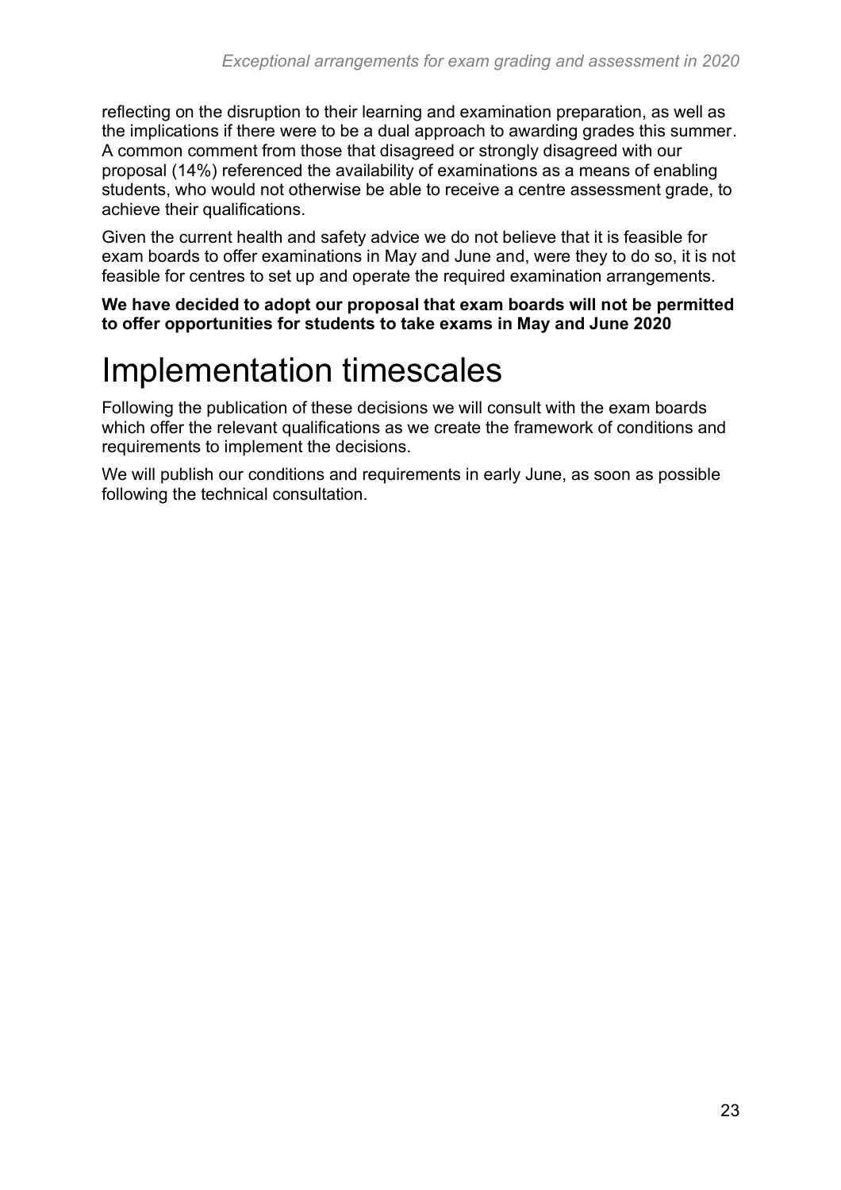reflecting on the disruption to their learning and examination preparation, as well as the implications if there were to be a dual approach to awarding grades this summer. A common comment from those that disagreed or strongly disagreed with our proposal (14%) referenced the availability of examinations as a means of enabling students, who would not otherwise be able to receive a centre assessment grade, to achieve their qualifications.

Given the current health and safety advice we do not believe that it is feasible for exam boards to offer examinations in May and June and, were they to do so, it is not feasible for centres to set up and operate the required examination arrangements.

**We have decided to adopt our proposal that exam boards will not be permitted to offer opportunities for students to take exams in May and June 2020**

# Implementation timescales

Following the publication of these decisions we will consult with the exam boards which offer the relevant qualifications as we create the framework of conditions and requirements to implement the decisions.

We will publish our conditions and requirements in early June, as soon as possible following the technical consultation.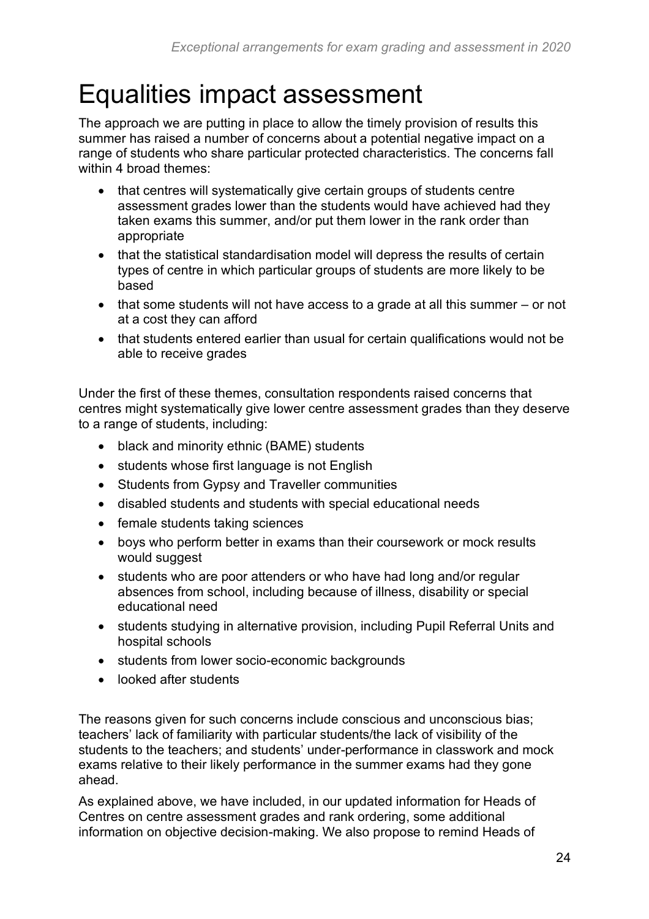# Equalities impact assessment

The approach we are putting in place to allow the timely provision of results this summer has raised a number of concerns about a potential negative impact on a range of students who share particular protected characteristics. The concerns fall within 4 broad themes:

- that centres will systematically give certain groups of students centre assessment grades lower than the students would have achieved had they taken exams this summer, and/or put them lower in the rank order than appropriate
- that the statistical standardisation model will depress the results of certain types of centre in which particular groups of students are more likely to be based
- that some students will not have access to a grade at all this summer – or not at a cost they can afford
- that students entered earlier than usual for certain qualifications would not be able to receive grades

Under the first of these themes, consultation respondents raised concerns that centres might systematically give lower centre assessment grades than they deserve to a range of students, including:

- black and minority ethnic (BAME) students
- students whose first language is not English
- Students from Gypsy and Traveller communities
- disabled students and students with special educational needs
- female students taking sciences
- boys who perform better in exams than their coursework or mock results would suggest
- students who are poor attenders or who have had long and/or regular absences from school, including because of illness, disability or special educational need
- students studying in alternative provision, including Pupil Referral Units and hospital schools
- students from lower socio-economic backgrounds
- looked after students

The reasons given for such concerns include conscious and unconscious bias; teachers' lack of familiarity with particular students/the lack of visibility of the students to the teachers; and students' under-performance in classwork and mock exams relative to their likely performance in the summer exams had they gone ahead.

As explained above, we have included, in our updated information for Heads of Centres on centre assessment grades and rank ordering, some additional information on objective decision-making. We also propose to remind Heads of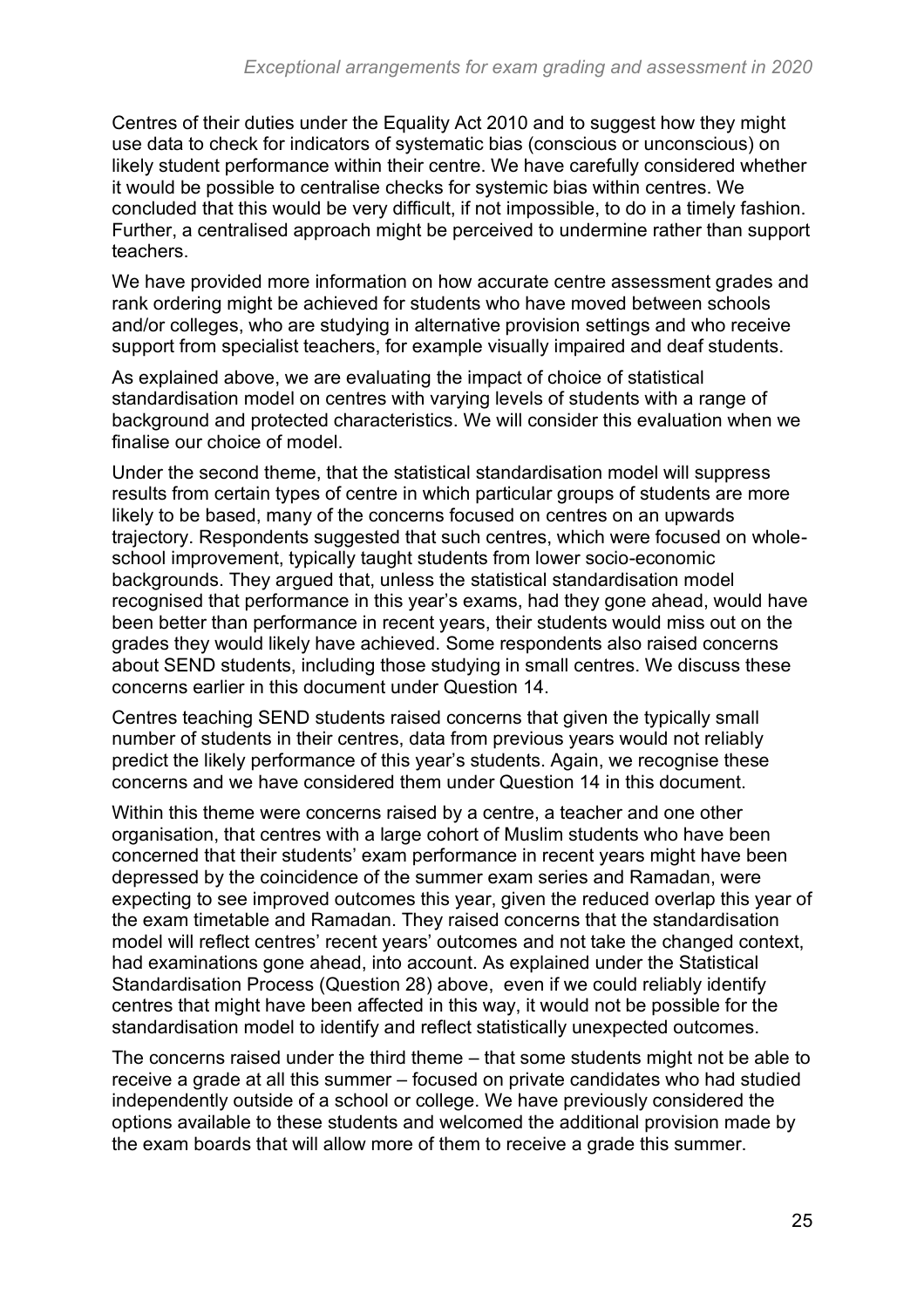Centres of their duties under the Equality Act 2010 and to suggest how they might use data to check for indicators of systematic bias (conscious or unconscious) on likely student performance within their centre. We have carefully considered whether it would be possible to centralise checks for systemic bias within centres. We concluded that this would be very difficult, if not impossible, to do in a timely fashion. Further, a centralised approach might be perceived to undermine rather than support teachers.

We have provided more information on how accurate centre assessment grades and rank ordering might be achieved for students who have moved between schools and/or colleges, who are studying in alternative provision settings and who receive support from specialist teachers, for example visually impaired and deaf students.

As explained above, we are evaluating the impact of choice of statistical standardisation model on centres with varying levels of students with a range of background and protected characteristics. We will consider this evaluation when we finalise our choice of model.

Under the second theme, that the statistical standardisation model will suppress results from certain types of centre in which particular groups of students are more likely to be based, many of the concerns focused on centres on an upwards trajectory. Respondents suggested that such centres, which were focused on whole-school improvement, typically taught students from lower socio-economic backgrounds. They argued that, unless the statistical standardisation model recognised that performance in this year's exams, had they gone ahead, would have been better than performance in recent years, their students would miss out on the grades they would likely have achieved. Some respondents also raised concerns about SEND students, including those studying in small centres. We discuss these concerns earlier in this document under Question 14.

Centres teaching SEND students raised concerns that given the typically small number of students in their centres, data from previous years would not reliably predict the likely performance of this year's students. Again, we recognise these concerns and we have considered them under Question 14 in this document.

Within this theme were concerns raised by a centre, a teacher and one other organisation, that centres with a large cohort of Muslim students who have been concerned that their students' exam performance in recent years might have been depressed by the coincidence of the summer exam series and Ramadan, were expecting to see improved outcomes this year, given the reduced overlap this year of the exam timetable and Ramadan. They raised concerns that the standardisation model will reflect centres' recent years' outcomes and not take the changed context, had examinations gone ahead, into account. As explained under the Statistical Standardisation Process (Question 28) above, even if we could reliably identify centres that might have been affected in this way, it would not be possible for the standardisation model to identify and reflect statistically unexpected outcomes.

The concerns raised under the third theme – that some students might not be able to receive a grade at all this summer – focused on private candidates who had studied independently outside of a school or college. We have previously considered the options available to these students and welcomed the additional provision made by the exam boards that will allow more of them to receive a grade this summer.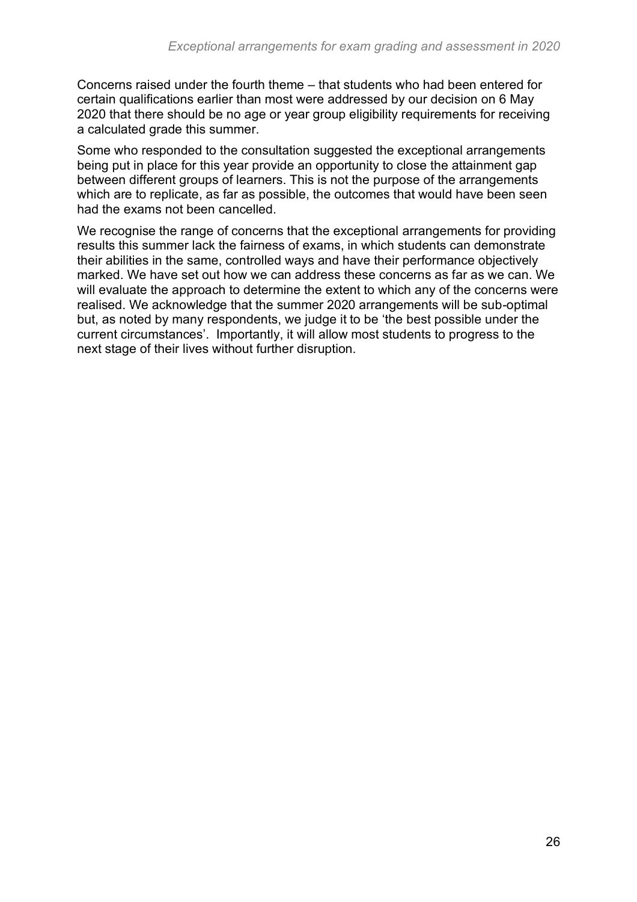Concerns raised under the fourth theme – that students who had been entered for certain qualifications earlier than most were addressed by our decision on 6 May 2020 that there should be no age or year group eligibility requirements for receiving a calculated grade this summer.

Some who responded to the consultation suggested the exceptional arrangements being put in place for this year provide an opportunity to close the attainment gap between different groups of learners. This is not the purpose of the arrangements which are to replicate, as far as possible, the outcomes that would have been seen had the exams not been cancelled.

We recognise the range of concerns that the exceptional arrangements for providing results this summer lack the fairness of exams, in which students can demonstrate their abilities in the same, controlled ways and have their performance objectively marked. We have set out how we can address these concerns as far as we can. We will evaluate the approach to determine the extent to which any of the concerns were realised. We acknowledge that the summer 2020 arrangements will be sub-optimal but, as noted by many respondents, we judge it to be 'the best possible under the current circumstances'. Importantly, it will allow most students to progress to the next stage of their lives without further disruption.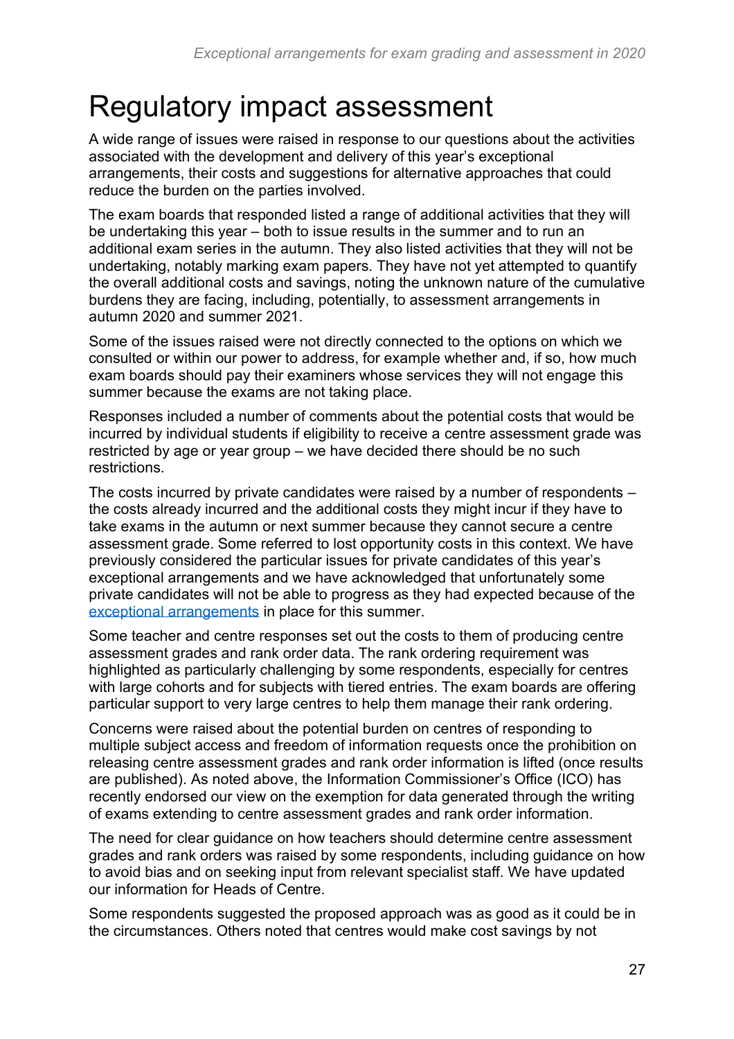# Regulatory impact assessment

A wide range of issues were raised in response to our questions about the activities associated with the development and delivery of this year's exceptional arrangements, their costs and suggestions for alternative approaches that could reduce the burden on the parties involved.

The exam boards that responded listed a range of additional activities that they will be undertaking this year – both to issue results in the summer and to run an additional exam series in the autumn. They also listed activities that they will not be undertaking, notably marking exam papers. They have not yet attempted to quantify the overall additional costs and savings, noting the unknown nature of the cumulative burdens they are facing, including, potentially, to assessment arrangements in autumn 2020 and summer 2021.

Some of the issues raised were not directly connected to the options on which we consulted or within our power to address, for example whether and, if so, how much exam boards should pay their examiners whose services they will not engage this summer because the exams are not taking place.

Responses included a number of comments about the potential costs that would be incurred by individual students if eligibility to receive a centre assessment grade was restricted by age or year group – we have decided there should be no such restrictions.

The costs incurred by private candidates were raised by a number of respondents – the costs already incurred and the additional costs they might incur if they have to take exams in the autumn or next summer because they cannot secure a centre assessment grade. Some referred to lost opportunity costs in this context. We have previously considered the particular issues for private candidates of this year's exceptional arrangements and we have acknowledged that unfortunately some private candidates will not be able to progress as they had expected because of the [exceptional arrangements](#) in place for this summer.

Some teacher and centre responses set out the costs to them of producing centre assessment grades and rank order data. The rank ordering requirement was highlighted as particularly challenging by some respondents, especially for centres with large cohorts and for subjects with tiered entries. The exam boards are offering particular support to very large centres to help them manage their rank ordering.

Concerns were raised about the potential burden on centres of responding to multiple subject access and freedom of information requests once the prohibition on releasing centre assessment grades and rank order information is lifted (once results are published). As noted above, the Information Commissioner's Office (ICO) has recently endorsed our view on the exemption for data generated through the writing of exams extending to centre assessment grades and rank order information.

The need for clear guidance on how teachers should determine centre assessment grades and rank orders was raised by some respondents, including guidance on how to avoid bias and on seeking input from relevant specialist staff. We have updated our information for Heads of Centre.

Some respondents suggested the proposed approach was as good as it could be in the circumstances. Others noted that centres would make cost savings by not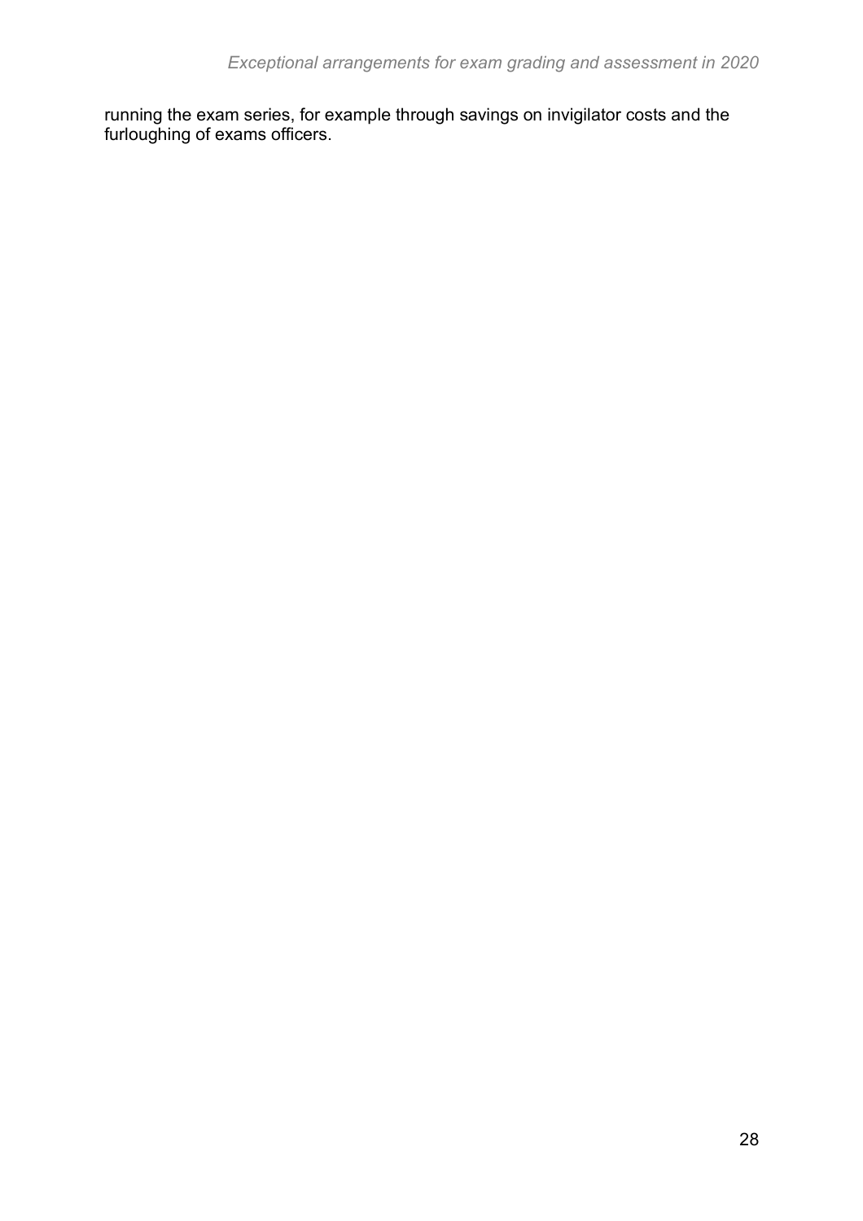running the exam series, for example through savings on invigilator costs and the furloughing of exams officers.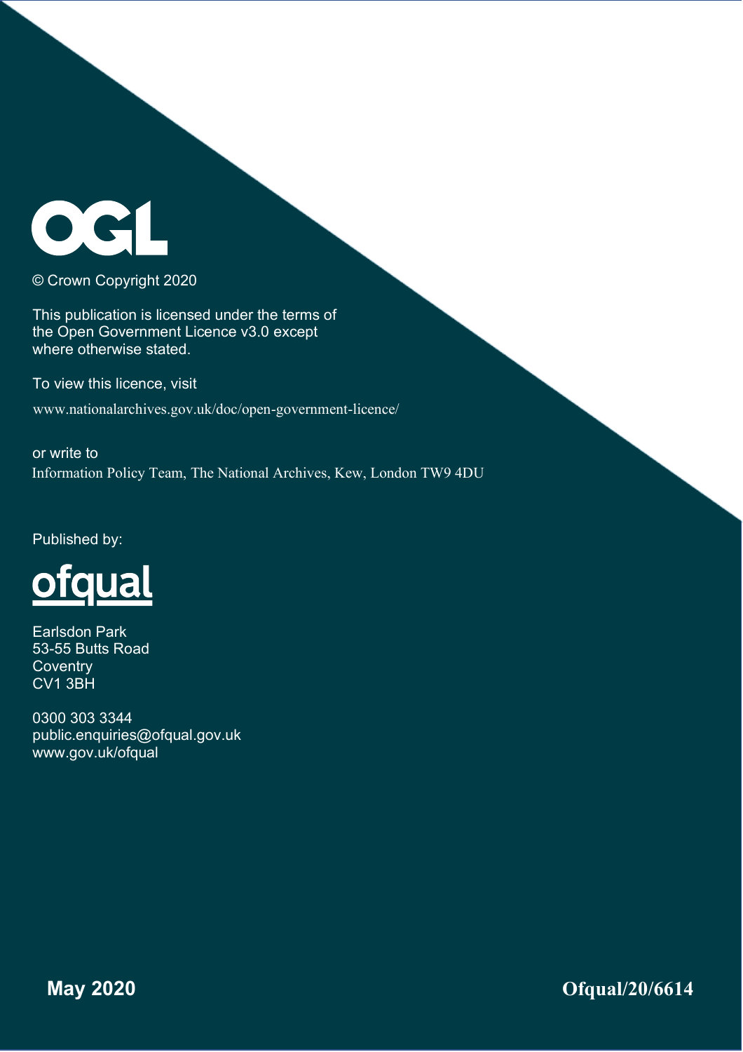OGL

© Crown Copyright 2020

This publication is licensed under the terms of the Open Government Licence v3.0 except where otherwise stated.

To view this licence, visit

www.nationalarchives.gov.uk/doc/open-government-licence/

or write to

Information Policy Team, The National Archives, Kew, London TW9 4DU

Published by:

ofqual

Earlsdon Park
53-55 Butts Road
Coventry
CV1 3BH

0300 303 3344
public.enquiries@ofqual.gov.uk
www.gov.uk/ofqual

**May 2020**

**Ofqual/20/6614**